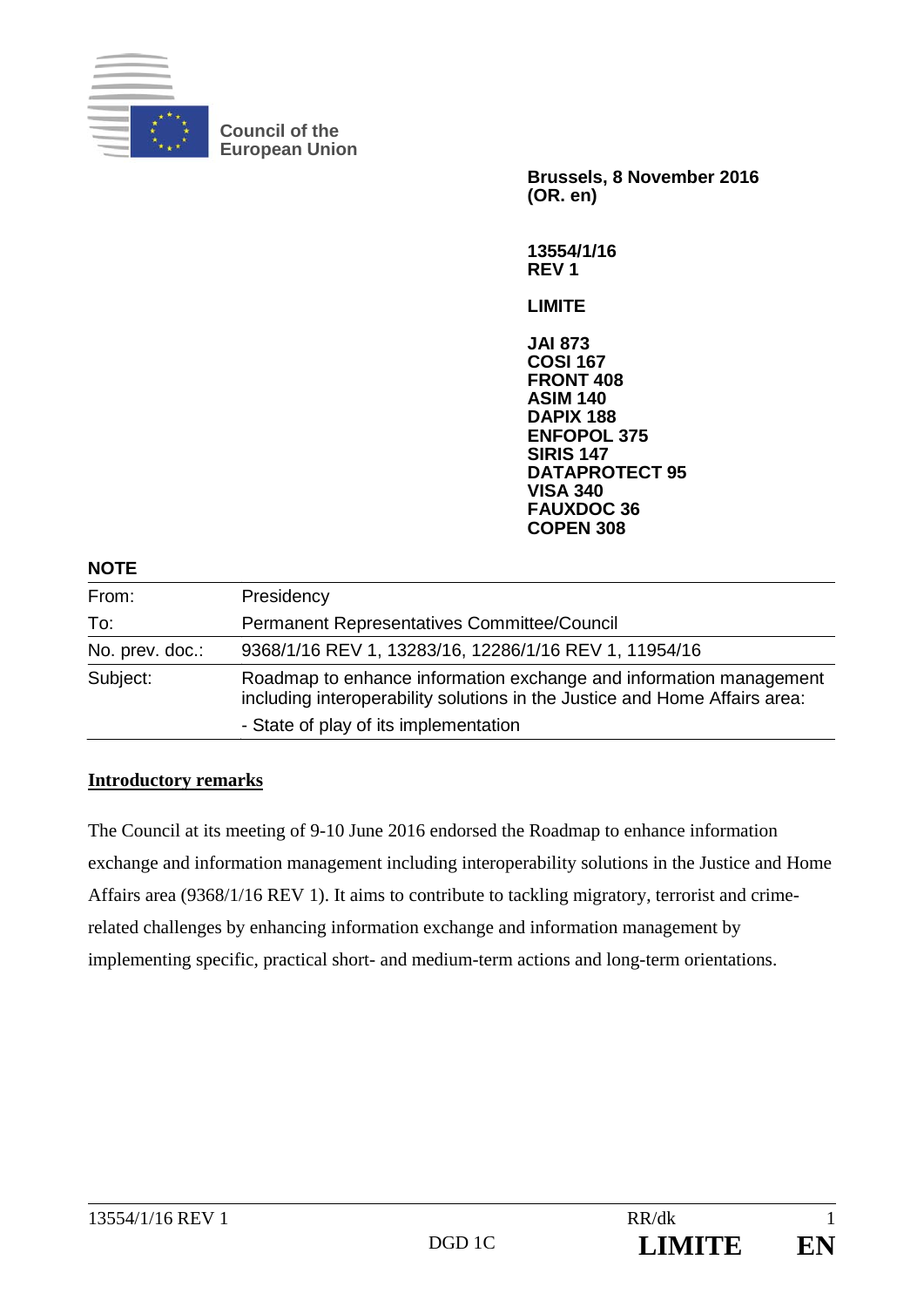Council of the European Union

**Brussels, 8 November 2016**
**(OR. en)**

**13554/1/16**
**REV 1**

**LIMITE**

**JAI 873**
**COSI 167**
**FRONT 408**
**ASIM 140**
**DAPIX 188**
**ENFOPOL 375**
**SIRIS 147**
**DATAPROTECT 95**
**VISA 340**
**FAUXDOC 36**
**COPEN 308**

**NOTE**

| | |
|---|---|
| From: | Presidency |
| To: | Permanent Representatives Committee/Council |
| No. prev. doc.: | 9368/1/16 REV 1, 13283/16, 12286/1/16 REV 1, 11954/16 |
| Subject: | Roadmap to enhance information exchange and information management including interoperability solutions in the Justice and Home Affairs area:<br>- State of play of its implementation |

**Introductory remarks**

The Council at its meeting of 9-10 June 2016 endorsed the Roadmap to enhance information exchange and information management including interoperability solutions in the Justice and Home Affairs area (9368/1/16 REV 1). It aims to contribute to tackling migratory, terrorist and crime-related challenges by enhancing information exchange and information management by implementing specific, practical short- and medium-term actions and long-term orientations.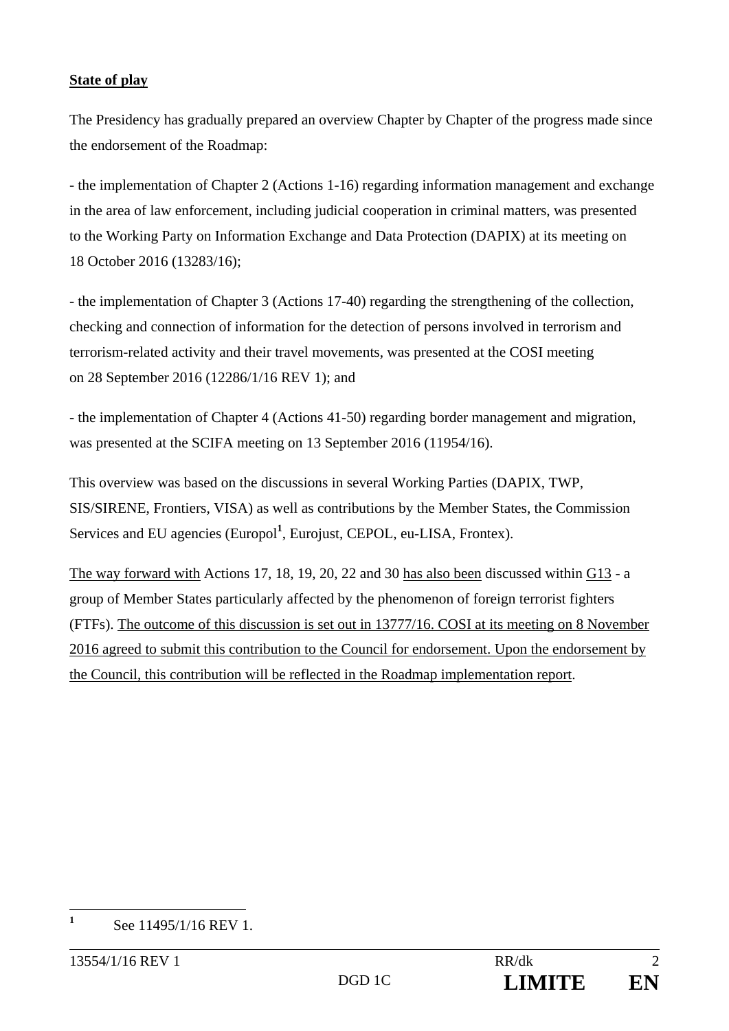**State of play**

The Presidency has gradually prepared an overview Chapter by Chapter of the progress made since the endorsement of the Roadmap:

- the implementation of Chapter 2 (Actions 1-16) regarding information management and exchange in the area of law enforcement, including judicial cooperation in criminal matters, was presented to the Working Party on Information Exchange and Data Protection (DAPIX) at its meeting on 18 October 2016 (13283/16);

- the implementation of Chapter 3 (Actions 17-40) regarding the strengthening of the collection, checking and connection of information for the detection of persons involved in terrorism and terrorism-related activity and their travel movements, was presented at the COSI meeting on 28 September 2016 (12286/1/16 REV 1); and

- the implementation of Chapter 4 (Actions 41-50) regarding border management and migration, was presented at the SCIFA meeting on 13 September 2016 (11954/16).

This overview was based on the discussions in several Working Parties (DAPIX, TWP, SIS/SIRENE, Frontiers, VISA) as well as contributions by the Member States, the Commission Services and EU agencies (Europol[1], Eurojust, CEPOL, eu-LISA, Frontex).

The way forward with Actions 17, 18, 19, 20, 22 and 30 has also been discussed within G13 - a group of Member States particularly affected by the phenomenon of foreign terrorist fighters (FTFs). The outcome of this discussion is set out in 13777/16. COSI at its meeting on 8 November 2016 agreed to submit this contribution to the Council for endorsement. Upon the endorsement by the Council, this contribution will be reflected in the Roadmap implementation report.

---

[1] See 11495/1/16 REV 1.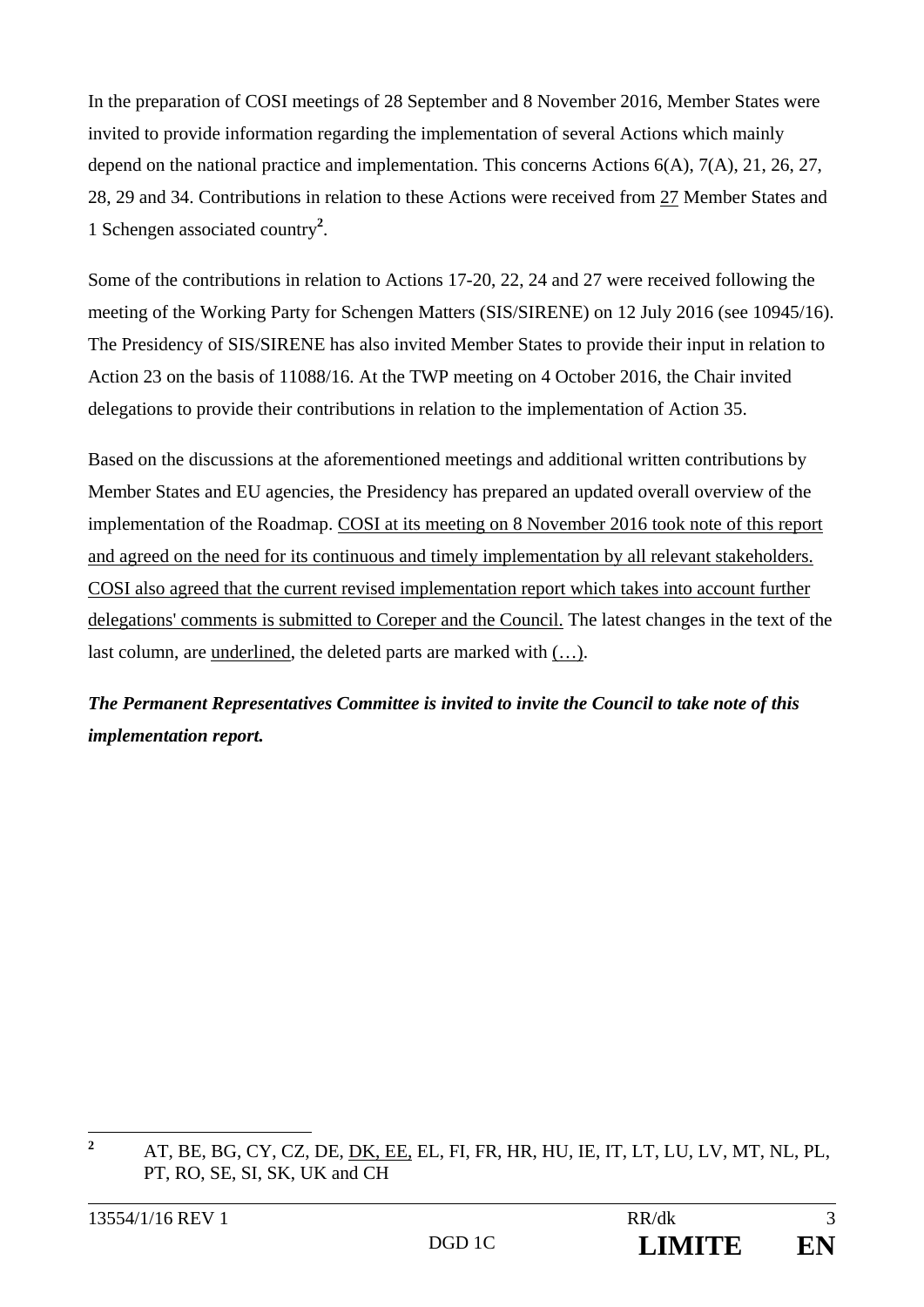In the preparation of COSI meetings of 28 September and 8 November 2016, Member States were invited to provide information regarding the implementation of several Actions which mainly depend on the national practice and implementation. This concerns Actions 6(A), 7(A), 21, 26, 27, 28, 29 and 34. Contributions in relation to these Actions were received from 27 Member States and 1 Schengen associated country[2].

Some of the contributions in relation to Actions 17-20, 22, 24 and 27 were received following the meeting of the Working Party for Schengen Matters (SIS/SIRENE) on 12 July 2016 (see 10945/16). The Presidency of SIS/SIRENE has also invited Member States to provide their input in relation to Action 23 on the basis of 11088/16. At the TWP meeting on 4 October 2016, the Chair invited delegations to provide their contributions in relation to the implementation of Action 35.

Based on the discussions at the aforementioned meetings and additional written contributions by Member States and EU agencies, the Presidency has prepared an updated overall overview of the implementation of the Roadmap. COSI at its meeting on 8 November 2016 took note of this report and agreed on the need for its continuous and timely implementation by all relevant stakeholders. COSI also agreed that the current revised implementation report which takes into account further delegations' comments is submitted to Coreper and the Council. The latest changes in the text of the last column, are underlined, the deleted parts are marked with (…).

***The Permanent Representatives Committee is invited to invite the Council to take note of this implementation report.***

---

[2] AT, BE, BG, CY, CZ, DE, DK, EE, EL, FI, FR, HR, HU, IE, IT, LT, LU, LV, MT, NL, PL, PT, RO, SE, SI, SK, UK and CH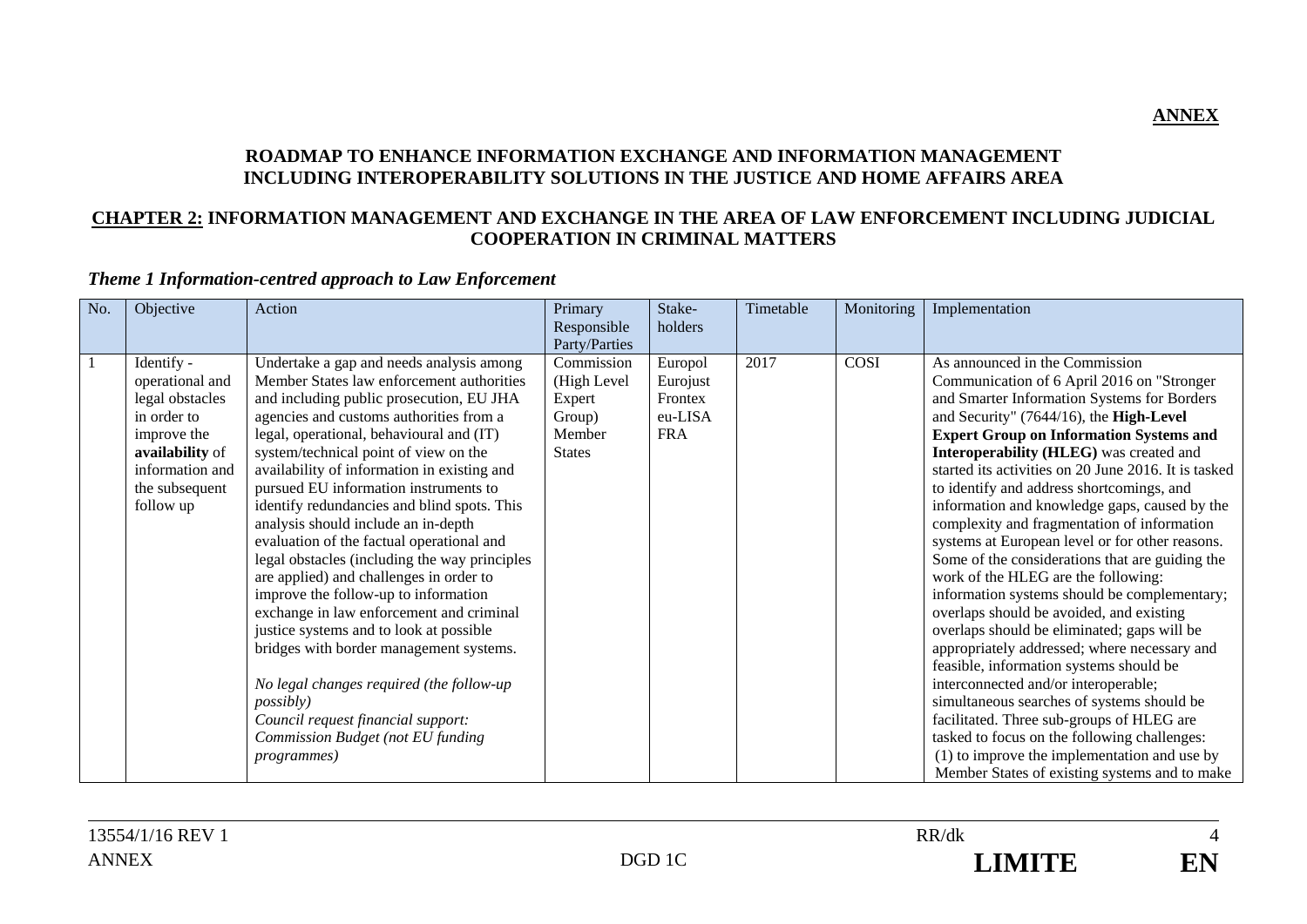**ANNEX**

# ROADMAP TO ENHANCE INFORMATION EXCHANGE AND INFORMATION MANAGEMENT INCLUDING INTEROPERABILITY SOLUTIONS IN THE JUSTICE AND HOME AFFAIRS AREA

## CHAPTER 2: INFORMATION MANAGEMENT AND EXCHANGE IN THE AREA OF LAW ENFORCEMENT INCLUDING JUDICIAL COOPERATION IN CRIMINAL MATTERS

### *Theme 1 Information-centred approach to Law Enforcement*

| No. | Objective | Action | Primary Responsible Party/Parties | Stake-holders | Timetable | Monitoring | Implementation |
|---|---|---|---|---|---|---|---|
| 1 | Identify - operational and legal obstacles in order to improve the **availability** of information and the subsequent follow up | Undertake a gap and needs analysis among Member States law enforcement authorities and including public prosecution, EU JHA agencies and customs authorities from a legal, operational, behavioural and (IT) system/technical point of view on the availability of information in existing and pursued EU information instruments to identify redundancies and blind spots. This analysis should include an in-depth evaluation of the factual operational and legal obstacles (including the way principles are applied) and challenges in order to improve the follow-up to information exchange in law enforcement and criminal justice systems and to look at possible bridges with border management systems.<br><br>*No legal changes required (the follow-up possibly)*<br>*Council request financial support: Commission Budget (not EU funding programmes)* | Commission (High Level Expert Group) Member States | Europol Eurojust Frontex eu-LISA FRA | 2017 | COSI | As announced in the Commission Communication of 6 April 2016 on "Stronger and Smarter Information Systems for Borders and Security" (7644/16), the **High-Level Expert Group on Information Systems and Interoperability (HLEG)** was created and started its activities on 20 June 2016. It is tasked to identify and address shortcomings, and information and knowledge gaps, caused by the complexity and fragmentation of information systems at European level or for other reasons. Some of the considerations that are guiding the work of the HLEG are the following: information systems should be complementary; overlaps should be avoided, and existing overlaps should be eliminated; gaps will be appropriately addressed; where necessary and feasible, information systems should be interconnected and/or interoperable; simultaneous searches of systems should be facilitated. Three sub-groups of HLEG are tasked to focus on the following challenges: (1) to improve the implementation and use by Member States of existing systems and to make |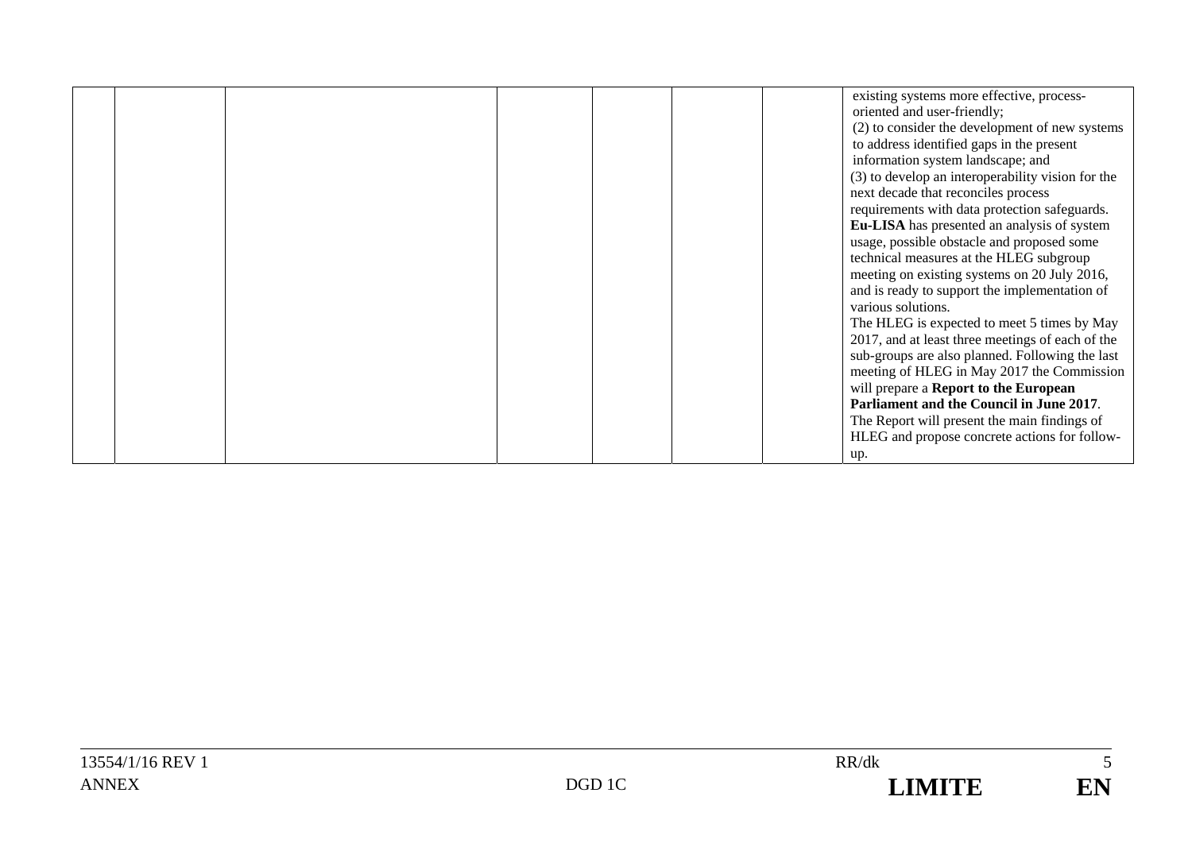|  |  |  |  |  |  |  |  |
|---|---|---|---|---|---|---|---|
|  |  |  |  |  |  |  | existing systems more effective, process-oriented and user-friendly;<br>(2) to consider the development of new systems to address identified gaps in the present information system landscape; and<br>(3) to develop an interoperability vision for the next decade that reconciles process requirements with data protection safeguards.<br>**Eu-LISA** has presented an analysis of system usage, possible obstacle and proposed some technical measures at the HLEG subgroup meeting on existing systems on 20 July 2016, and is ready to support the implementation of various solutions.<br>The HLEG is expected to meet 5 times by May 2017, and at least three meetings of each of the sub-groups are also planned. Following the last meeting of HLEG in May 2017 the Commission will prepare a **Report to the European Parliament and the Council in June 2017**. The Report will present the main findings of HLEG and propose concrete actions for follow-up. |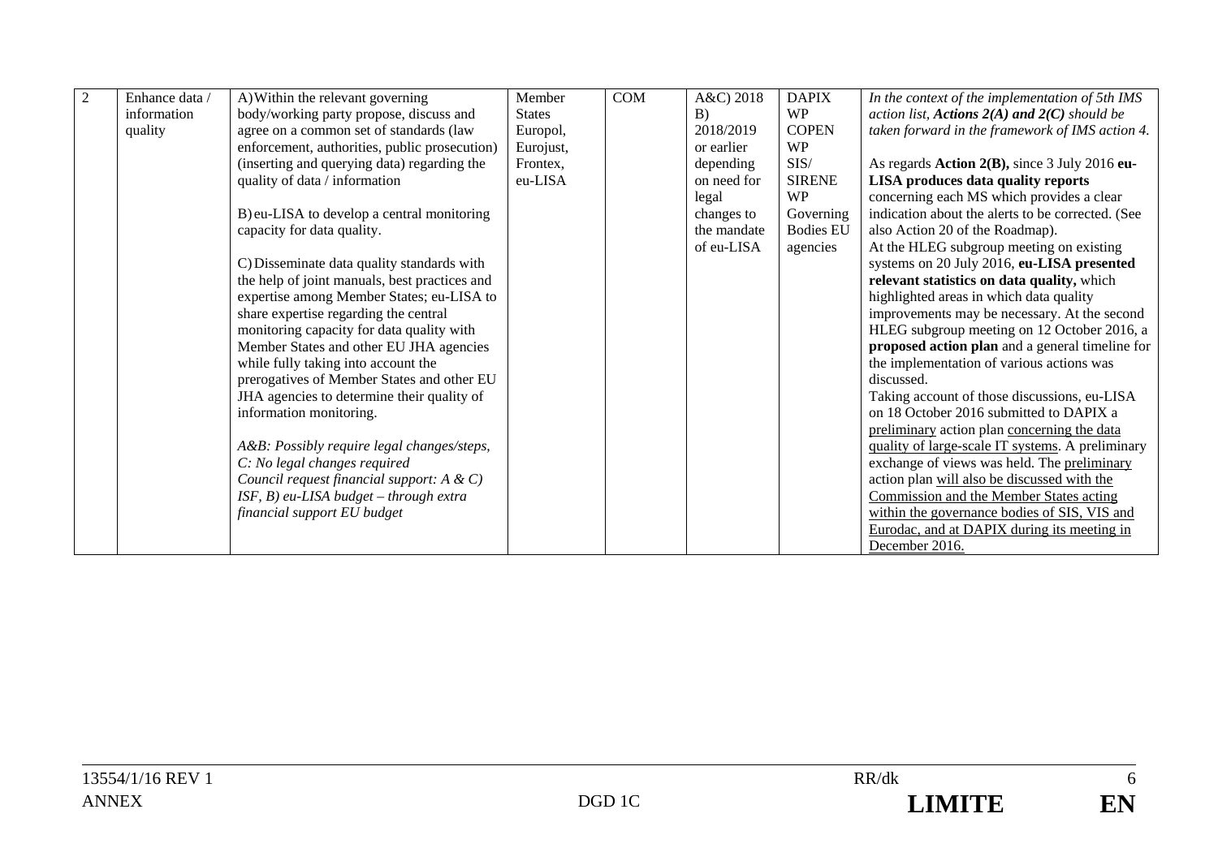| 2 | Enhance data / information quality | A) Within the relevant governing body/working party propose, discuss and agree on a common set of standards (law enforcement, authorities, public prosecution) (inserting and querying data) regarding the quality of data / information<br><br>B) eu-LISA to develop a central monitoring capacity for data quality.<br><br>C) Disseminate data quality standards with the help of joint manuals, best practices and expertise among Member States; eu-LISA to share expertise regarding the central monitoring capacity for data quality with Member States and other EU JHA agencies while fully taking into account the prerogatives of Member States and other EU JHA agencies to determine their quality of information monitoring.<br><br>*A&B: Possibly require legal changes/steps,*<br>*C: No legal changes required*<br>*Council request financial support: A & C) ISF, B) eu-LISA budget – through extra financial support EU budget* | Member States Europol, Eurojust, Frontex, eu-LISA | COM | A&C) 2018<br>B) 2018/2019 or earlier depending on need for legal changes to the mandate of eu-LISA | DAPIX WP<br>COPEN WP<br>SIS/ SIRENE WP<br>Governing Bodies EU agencies | *In the context of the implementation of 5th IMS action list, **Actions 2(A) and 2(C)** should be taken forward in the framework of IMS action 4.*<br><br>As regards **Action 2(B),** since 3 July 2016 **eu-LISA produces data quality reports** concerning each MS which provides a clear indication about the alerts to be corrected. (See also Action 20 of the Roadmap).<br>At the HLEG subgroup meeting on existing systems on 20 July 2016, **eu-LISA presented relevant statistics on data quality,** which highlighted areas in which data quality improvements may be necessary. At the second HLEG subgroup meeting on 12 October 2016, a **proposed action plan** and a general timeline for the implementation of various actions was discussed.<br>Taking account of those discussions, eu-LISA on 18 October 2016 submitted to DAPIX a preliminary action plan concerning the data quality of large-scale IT systems. A preliminary exchange of views was held. The preliminary action plan will also be discussed with the Commission and the Member States acting within the governance bodies of SIS, VIS and Eurodac, and at DAPIX during its meeting in December 2016. |
|---|---|---|---|---|---|---|---|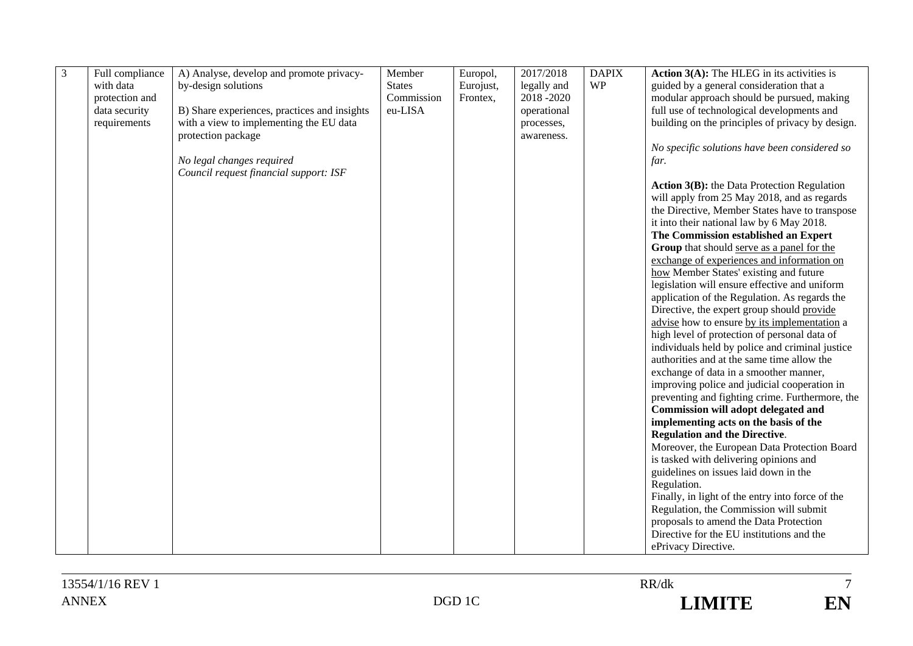| 3 | Full compliance with data protection and data security requirements | A) Analyse, develop and promote privacy-by-design solutions<br><br>B) Share experiences, practices and insights with a view to implementing the EU data protection package<br><br>*No legal changes required*<br>*Council request financial support: ISF* | Member States Commission eu-LISA | Europol, Eurojust, Frontex, | 2017/2018 legally and 2018 -2020 operational processes, awareness. | DAPIX WP | **Action 3(A):** The HLEG in its activities is guided by a general consideration that a modular approach should be pursued, making full use of technological developments and building on the principles of privacy by design.<br><br>*No specific solutions have been considered so far.*<br><br>**Action 3(B):** the Data Protection Regulation will apply from 25 May 2018, and as regards the Directive, Member States have to transpose it into their national law by 6 May 2018.<br>**The Commission established an Expert Group** that should serve as a panel for the exchange of experiences and information on how Member States' existing and future legislation will ensure effective and uniform application of the Regulation. As regards the Directive, the expert group should provide advise how to ensure by its implementation a high level of protection of personal data of individuals held by police and criminal justice authorities and at the same time allow the exchange of data in a smoother manner, improving police and judicial cooperation in preventing and fighting crime. Furthermore, the **Commission will adopt delegated and implementing acts on the basis of the Regulation and the Directive**.<br>Moreover, the European Data Protection Board is tasked with delivering opinions and guidelines on issues laid down in the Regulation.<br>Finally, in light of the entry into force of the Regulation, the Commission will submit proposals to amend the Data Protection Directive for the EU institutions and the ePrivacy Directive. |
|---|---|---|---|---|---|---|---|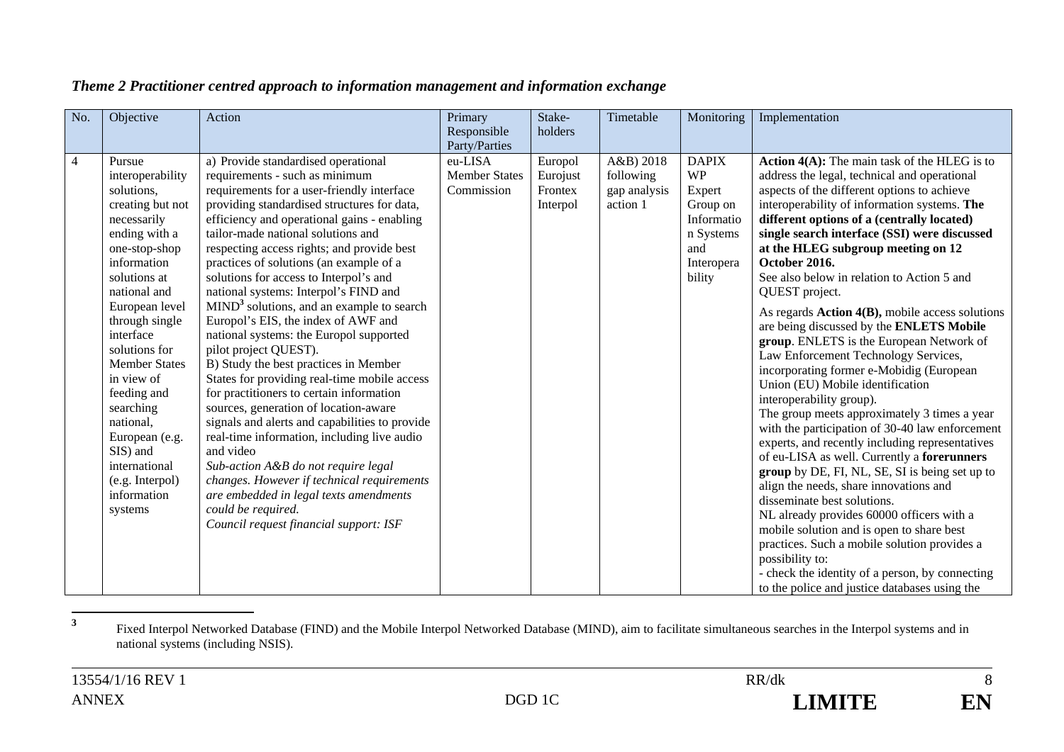*Theme 2 Practitioner centred approach to information management and information exchange*

| No. | Objective | Action | Primary Responsible Party/Parties | Stake-holders | Timetable | Monitoring | Implementation |
|---|---|---|---|---|---|---|---|
| 4 | Pursue interoperability solutions, creating but not necessarily ending with a one-stop-shop information solutions at national and European level through single interface solutions for Member States in view of feeding and searching national, European (e.g. SIS) and international (e.g. Interpol) information systems | a) Provide standardised operational requirements - such as minimum requirements for a user-friendly interface providing standardised structures for data, efficiency and operational gains - enabling tailor-made national solutions and respecting access rights; and provide best practices of solutions (an example of a solutions for access to Interpol's and national systems: Interpol's FIND and MIND[3] solutions, and an example to search Europol's EIS, the index of AWF and national systems: the Europol supported pilot project QUEST).<br>B) Study the best practices in Member States for providing real-time mobile access for practitioners to certain information sources, generation of location-aware signals and alerts and capabilities to provide real-time information, including live audio and video<br>*Sub-action A&B do not require legal changes. However if technical requirements are embedded in legal texts amendments could be required.*<br>*Council request financial support: ISF* | eu-LISA<br>Member States<br>Commission | Europol<br>Eurojust<br>Frontex<br>Interpol | A&B) 2018 following gap analysis action 1 | DAPIX WP<br>Expert Group on Information Systems and Interoperability | **Action 4(A):** The main task of the HLEG is to address the legal, technical and operational aspects of the different options to achieve interoperability of information systems. **The different options of a (centrally located) single search interface (SSI) were discussed at the HLEG subgroup meeting on 12 October 2016.**<br>See also below in relation to Action 5 and QUEST project.<br>As regards **Action 4(B),** mobile access solutions are being discussed by the **ENLETS Mobile group**. ENLETS is the European Network of Law Enforcement Technology Services, incorporating former e-Mobidig (European Union (EU) Mobile identification interoperability group).<br>The group meets approximately 3 times a year with the participation of 30-40 law enforcement experts, and recently including representatives of eu-LISA as well. Currently a **forerunners group** by DE, FI, NL, SE, SI is being set up to align the needs, share innovations and disseminate best solutions.<br>NL already provides 60000 officers with a mobile solution and is open to share best practices. Such a mobile solution provides a possibility to:<br>- check the identity of a person, by connecting to the police and justice databases using the |

[3] Fixed Interpol Networked Database (FIND) and the Mobile Interpol Networked Database (MIND), aim to facilitate simultaneous searches in the Interpol systems and in national systems (including NSIS).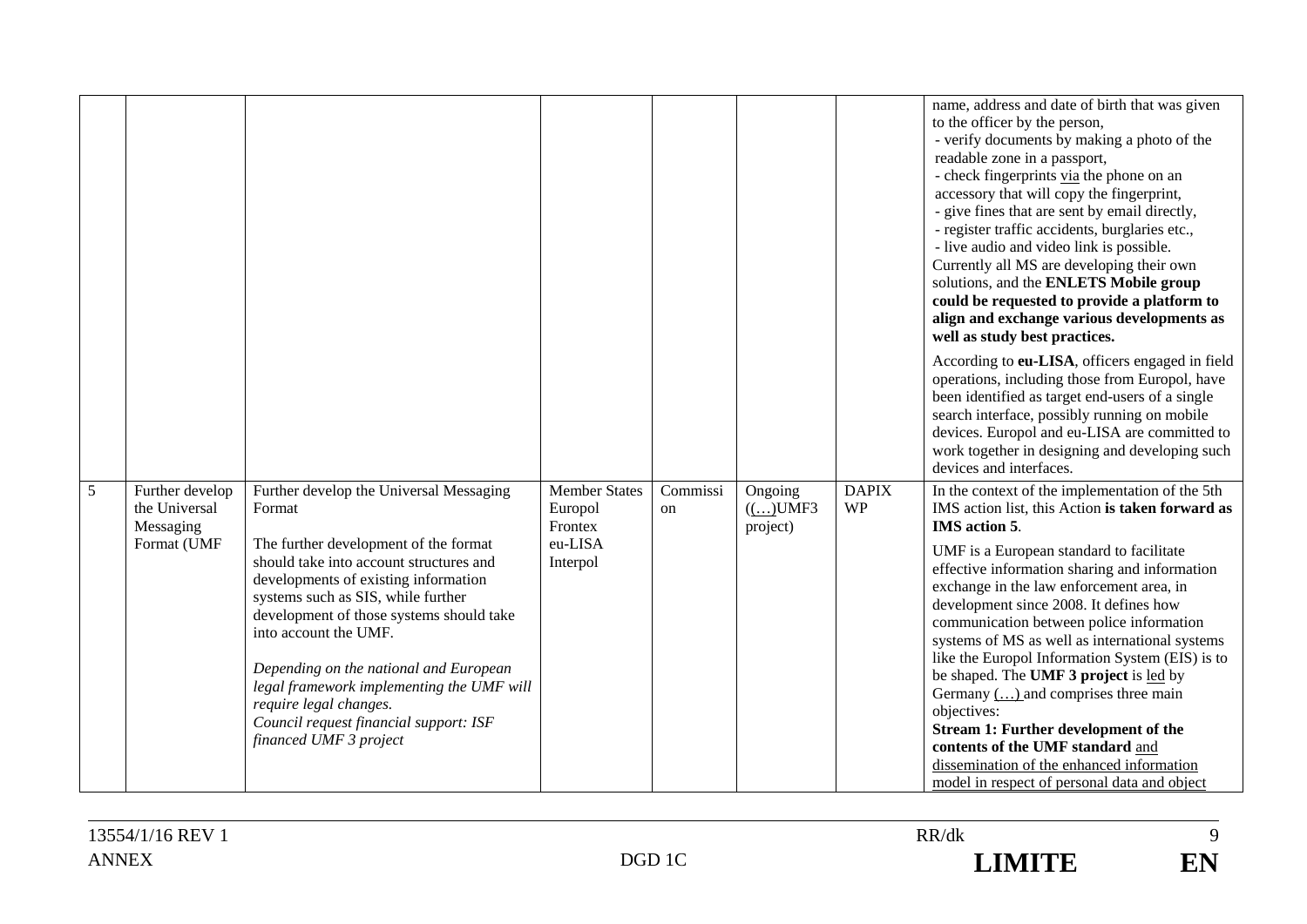| | | | | | | | |
|---|---|---|---|---|---|---|---|
| | | | | | | | name, address and date of birth that was given to the officer by the person,<br>- verify documents by making a photo of the readable zone in a passport,<br>- check fingerprints <u>via</u> the phone on an accessory that will copy the fingerprint,<br>- give fines that are sent by email directly,<br>- register traffic accidents, burglaries etc.,<br>- live audio and video link is possible.<br>Currently all MS are developing their own solutions, and the **ENLETS Mobile group could be requested to provide a platform to align and exchange various developments as well as study best practices.**<br><br>According to **eu-LISA**, officers engaged in field operations, including those from Europol, have been identified as target end-users of a single search interface, possibly running on mobile devices. Europol and eu-LISA are committed to work together in designing and developing such devices and interfaces. |
| 5 | Further develop the Universal Messaging Format (UMF | Further develop the Universal Messaging Format<br><br>The further development of the format should take into account structures and developments of existing information systems such as SIS, while further development of those systems should take into account the UMF.<br><br>*Depending on the national and European legal framework implementing the UMF will require legal changes.*<br>*Council request financial support: ISF financed UMF 3 project* | Member States<br>Europol<br>Frontex<br>eu-LISA<br>Interpol | Commission | Ongoing ((<u>…</u>)UMF3 project) | DAPIX WP | In the context of the implementation of the 5th IMS action list, this Action **is taken forward as IMS action 5**.<br><br>UMF is a European standard to facilitate effective information sharing and information exchange in the law enforcement area, in development since 2008. It defines how communication between police information systems of MS as well as international systems like the Europol Information System (EIS) is to be shaped. The **UMF 3 project** is <u>led</u> by Germany <u>(…)</u> and comprises three main objectives:<br>**Stream 1: Further development of the contents of the UMF standard** <u>and dissemination of the enhanced information model in respect of personal data and object</u> |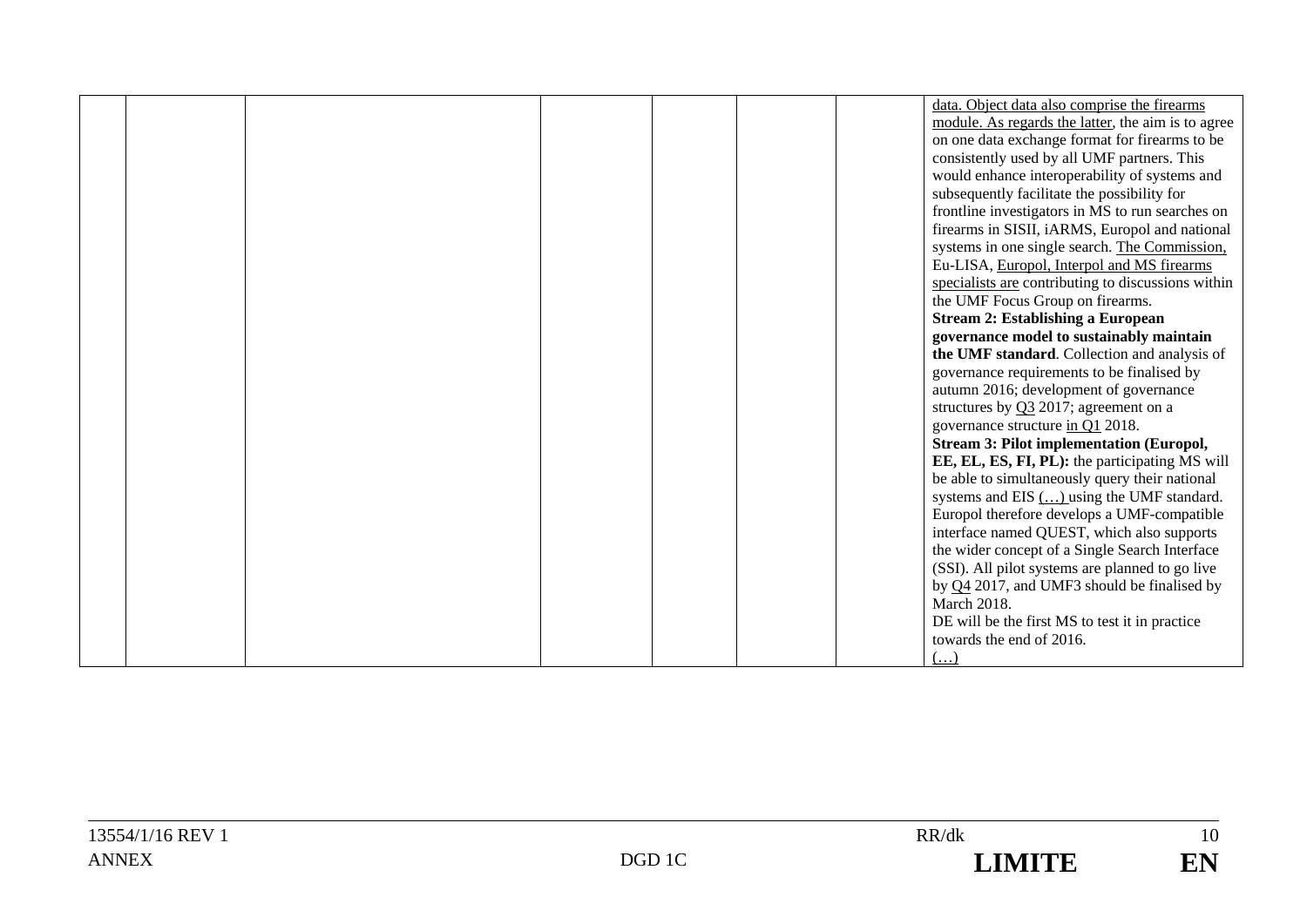|  |  |  |  |  |  |  | data. Object data also comprise the firearms module. As regards the latter, the aim is to agree on one data exchange format for firearms to be consistently used by all UMF partners. This would enhance interoperability of systems and subsequently facilitate the possibility for frontline investigators in MS to run searches on firearms in SISII, iARMS, Europol and national systems in one single search. The Commission, Eu-LISA, Europol, Interpol and MS firearms specialists are contributing to discussions within the UMF Focus Group on firearms.<br>**Stream 2: Establishing a European governance model to sustainably maintain the UMF standard**. Collection and analysis of governance requirements to be finalised by autumn 2016; development of governance structures by Q3 2017; agreement on a governance structure in Q1 2018.<br>**Stream 3: Pilot implementation (Europol, EE, EL, ES, FI, PL):** the participating MS will be able to simultaneously query their national systems and EIS (…) using the UMF standard. Europol therefore develops a UMF-compatible interface named QUEST, which also supports the wider concept of a Single Search Interface (SSI). All pilot systems are planned to go live by Q4 2017, and UMF3 should be finalised by March 2018.<br>DE will be the first MS to test it in practice towards the end of 2016.<br>(…) |
|---|---|---|---|---|---|---|---|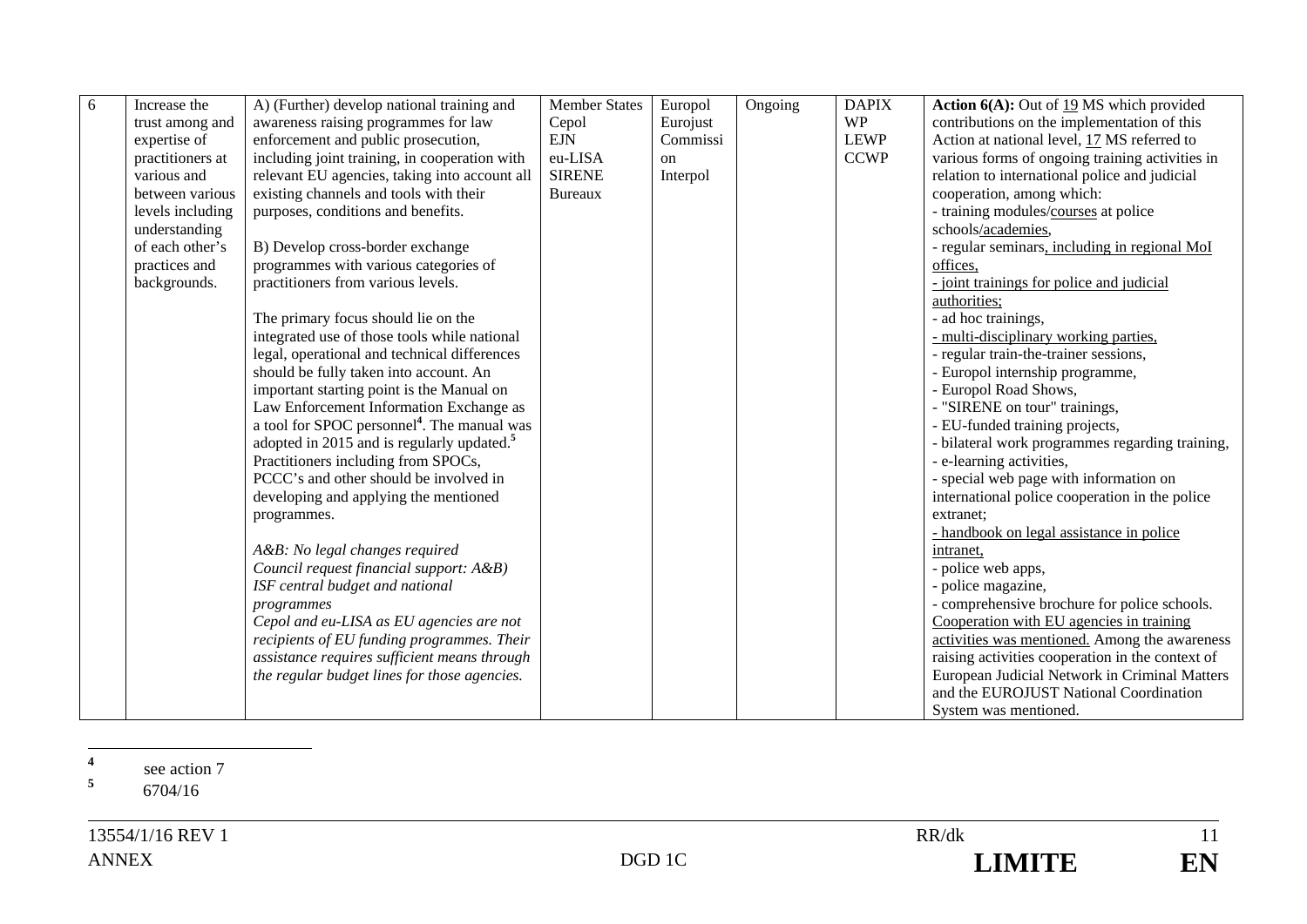| 6 | Increase the trust among and expertise of practitioners at various and between various levels including understanding of each other's practices and backgrounds. | A) (Further) develop national training and awareness raising programmes for law enforcement and public prosecution, including joint training, in cooperation with relevant EU agencies, taking into account all existing channels and tools with their purposes, conditions and benefits.<br><br>B) Develop cross-border exchange programmes with various categories of practitioners from various levels.<br><br>The primary focus should lie on the integrated use of those tools while national legal, operational and technical differences should be fully taken into account. An important starting point is the Manual on Law Enforcement Information Exchange as a tool for SPOC personnel[4]. The manual was adopted in 2015 and is regularly updated.[5] Practitioners including from SPOCs, PCCC's and other should be involved in developing and applying the mentioned programmes.<br><br>*A&B: No legal changes required*<br>*Council request financial support: A&B)*<br>*ISF central budget and national programmes*<br>*Cepol and eu-LISA as EU agencies are not recipients of EU funding programmes. Their assistance requires sufficient means through the regular budget lines for those agencies.* | Member States<br>Cepol<br>EJN<br>eu-LISA<br>SIRENE<br>Bureaux | Europol<br>Eurojust<br>Commission<br>Interpol | Ongoing | DAPIX WP<br>LEWP<br>CCWP | **Action 6(A):** Out of 19 MS which provided contributions on the implementation of this Action at national level, 17 MS referred to various forms of ongoing training activities in relation to international police and judicial cooperation, among which:<br>- training modules/courses at police schools/academies,<br>- regular seminars, including in regional MoI offices,<br>- joint trainings for police and judicial authorities;<br>- ad hoc trainings,<br>- multi-disciplinary working parties,<br>- regular train-the-trainer sessions,<br>- Europol internship programme,<br>- Europol Road Shows,<br>- "SIRENE on tour" trainings,<br>- EU-funded training projects,<br>- bilateral work programmes regarding training,<br>- e-learning activities,<br>- special web page with information on international police cooperation in the police extranet;<br>- handbook on legal assistance in police intranet,<br>- police web apps,<br>- police magazine,<br>- comprehensive brochure for police schools.<br>Cooperation with EU agencies in training activities was mentioned. Among the awareness raising activities cooperation in the context of European Judicial Network in Criminal Matters and the EUROJUST National Coordination System was mentioned. |
|---|---|---|---|---|---|---|---|

[4] see action 7

[5] 6704/16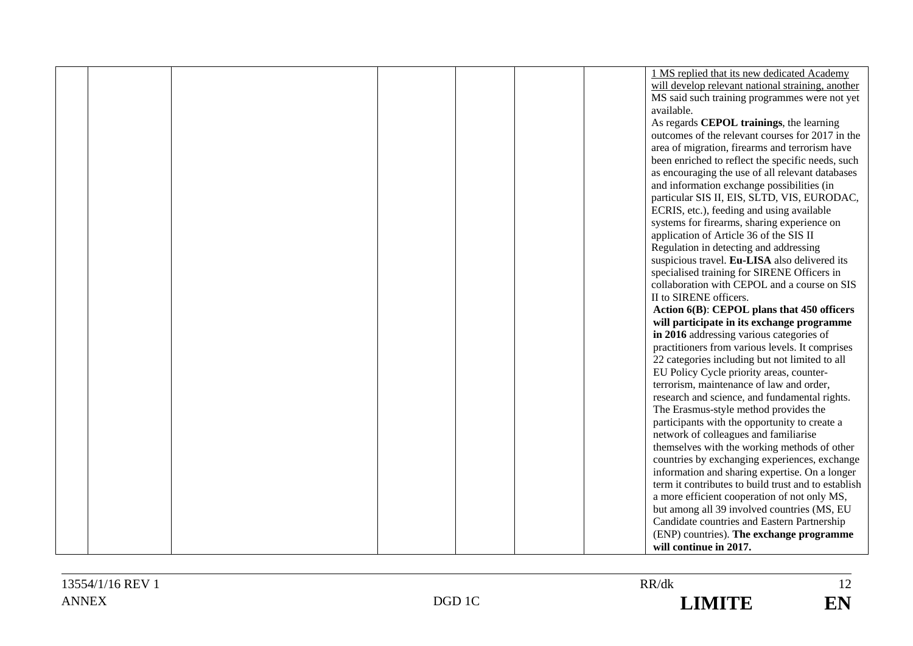|  |  |  |  |  |  |  | 1 MS replied that its new dedicated Academy will develop relevant national straining, another MS said such training programmes were not yet available.<br>As regards **CEPOL trainings**, the learning outcomes of the relevant courses for 2017 in the area of migration, firearms and terrorism have been enriched to reflect the specific needs, such as encouraging the use of all relevant databases and information exchange possibilities (in particular SIS II, EIS, SLTD, VIS, EURODAC, ECRIS, etc.), feeding and using available systems for firearms, sharing experience on application of Article 36 of the SIS II Regulation in detecting and addressing suspicious travel. **Eu-LISA** also delivered its specialised training for SIRENE Officers in collaboration with CEPOL and a course on SIS II to SIRENE officers.<br>**Action 6(B)**: **CEPOL plans that 450 officers will participate in its exchange programme in 2016** addressing various categories of practitioners from various levels. It comprises 22 categories including but not limited to all EU Policy Cycle priority areas, counter-terrorism, maintenance of law and order, research and science, and fundamental rights. The Erasmus-style method provides the participants with the opportunity to create a network of colleagues and familiarise themselves with the working methods of other countries by exchanging experiences, exchange information and sharing expertise. On a longer term it contributes to build trust and to establish a more efficient cooperation of not only MS, but among all 39 involved countries (MS, EU Candidate countries and Eastern Partnership (ENP) countries). **The exchange programme will continue in 2017.** |
|---|---|---|---|---|---|---|---|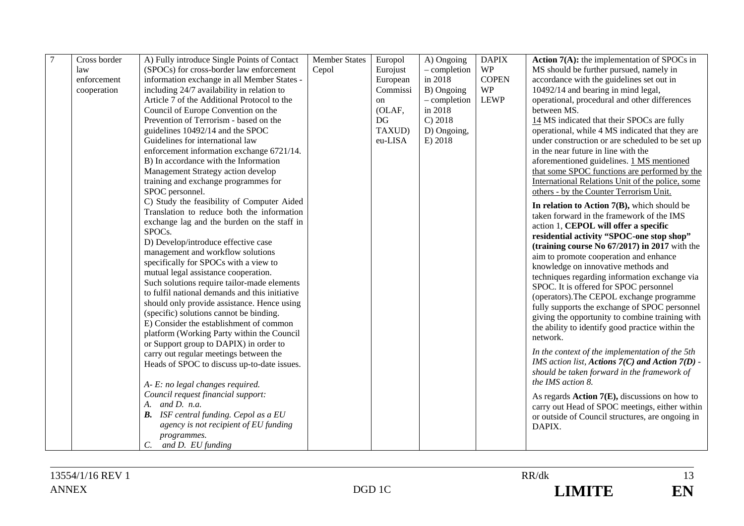| 7 | Cross border law enforcement cooperation | A) Fully introduce Single Points of Contact (SPOCs) for cross-border law enforcement information exchange in all Member States - including 24/7 availability in relation to Article 7 of the Additional Protocol to the Council of Europe Convention on the Prevention of Terrorism - based on the guidelines 10492/14 and the SPOC Guidelines for international law enforcement information exchange 6721/14.<br>B) In accordance with the Information Management Strategy action develop training and exchange programmes for SPOC personnel.<br>C) Study the feasibility of Computer Aided Translation to reduce both the information exchange lag and the burden on the staff in SPOCs.<br>D) Develop/introduce effective case management and workflow solutions specifically for SPOCs with a view to mutual legal assistance cooperation.<br>Such solutions require tailor-made elements to fulfil national demands and this initiative should only provide assistance. Hence using (specific) solutions cannot be binding.<br>E) Consider the establishment of common platform (Working Party within the Council or Support group to DAPIX) in order to carry out regular meetings between the Heads of SPOC to discuss up-to-date issues.<br><br>*A- E: no legal changes required.*<br>*Council request financial support:*<br>*A. and D. n.a.*<br>***B.** ISF central funding. Cepol as a EU agency is not recipient of EU funding programmes.*<br>*C. and D. EU funding* | Member States Cepol | Europol Eurojust European Commission (OLAF, DG TAXUD) eu-LISA | A) Ongoing – completion in 2018<br>B) Ongoing – completion in 2018<br>C) 2018<br>D) Ongoing,<br>E) 2018 | DAPIX WP<br>COPEN WP<br>LEWP | **Action 7(A):** the implementation of SPOCs in MS should be further pursued, namely in accordance with the guidelines set out in 10492/14 and bearing in mind legal, operational, procedural and other differences between MS.<br>14 MS indicated that their SPOCs are fully operational, while 4 MS indicated that they are under construction or are scheduled to be set up in the near future in line with the aforementioned guidelines. 1 MS mentioned that some SPOC functions are performed by the International Relations Unit of the police, some others - by the Counter Terrorism Unit.<br><br>**In relation to Action 7(B),** which should be taken forward in the framework of the IMS action 1, **CEPOL will offer a specific residential activity "SPOC-one stop shop" (training course No 67/2017) in 2017** with the aim to promote cooperation and enhance knowledge on innovative methods and techniques regarding information exchange via SPOC. It is offered for SPOC personnel (operators).The CEPOL exchange programme fully supports the exchange of SPOC personnel giving the opportunity to combine training with the ability to identify good practice within the network.<br><br>*In the context of the implementation of the 5th IMS action list, **Actions 7(C) and Action 7(D)** - should be taken forward in the framework of the IMS action 8.*<br><br>As regards **Action 7(E),** discussions on how to carry out Head of SPOC meetings, either within or outside of Council structures, are ongoing in DAPIX. |
|---|---|---|---|---|---|---|---|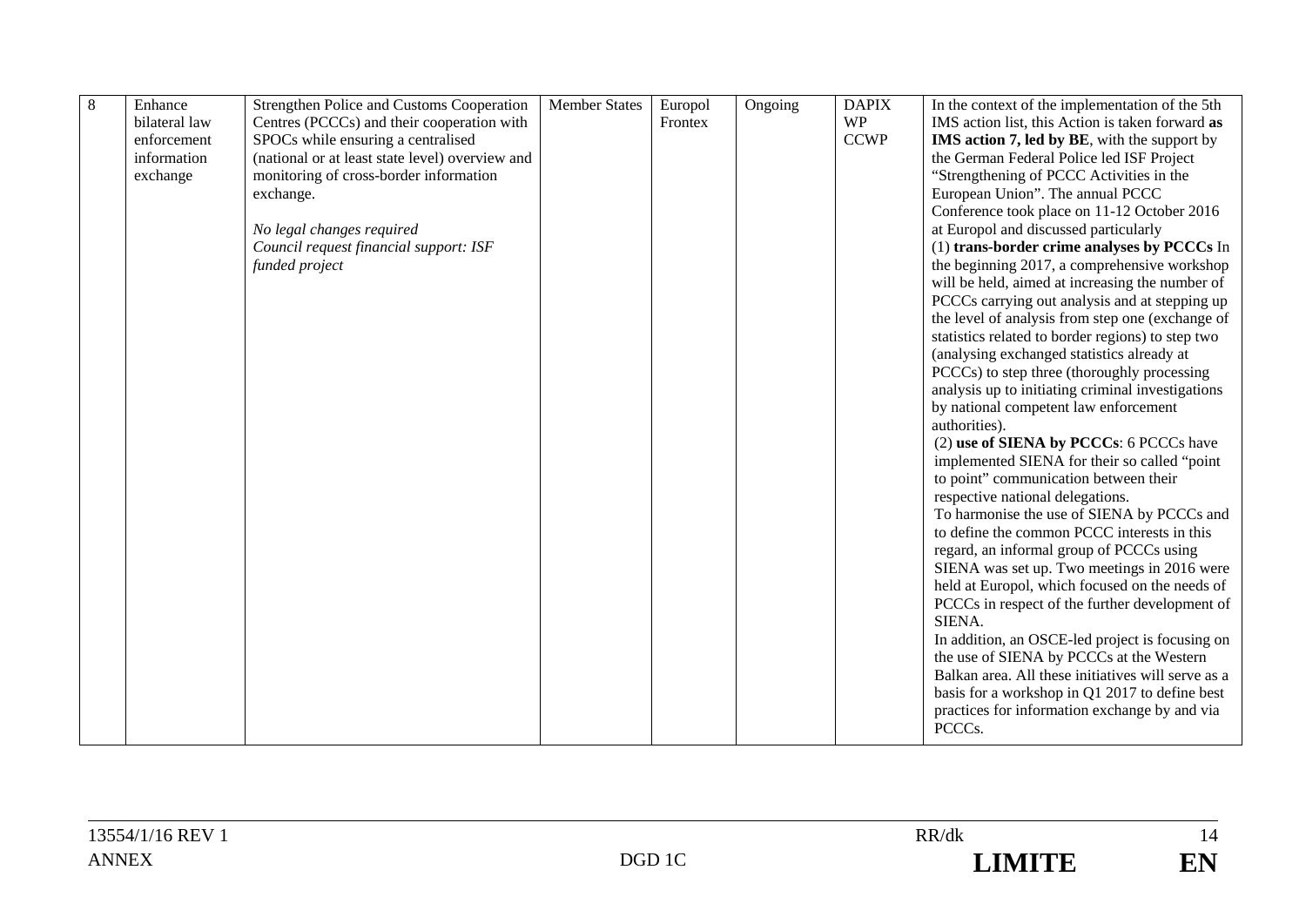| 8 | Enhance bilateral law enforcement information exchange | Strengthen Police and Customs Cooperation Centres (PCCCs) and their cooperation with SPOCs while ensuring a centralised (national or at least state level) overview and monitoring of cross-border information exchange.<br><br>*No legal changes required*<br>*Council request financial support: ISF funded project* | Member States | Europol<br>Frontex | Ongoing | DAPIX WP<br>CCWP | In the context of the implementation of the 5th IMS action list, this Action is taken forward **as IMS action 7, led by BE**, with the support by the German Federal Police led ISF Project "Strengthening of PCCC Activities in the European Union". The annual PCCC Conference took place on 11-12 October 2016 at Europol and discussed particularly<br>(1) **trans-border crime analyses by PCCCs** In the beginning 2017, a comprehensive workshop will be held, aimed at increasing the number of PCCCs carrying out analysis and at stepping up the level of analysis from step one (exchange of statistics related to border regions) to step two (analysing exchanged statistics already at PCCCs) to step three (thoroughly processing analysis up to initiating criminal investigations by national competent law enforcement authorities).<br>(2) **use of SIENA by PCCCs**: 6 PCCCs have implemented SIENA for their so called "point to point" communication between their respective national delegations.<br>To harmonise the use of SIENA by PCCCs and to define the common PCCC interests in this regard, an informal group of PCCCs using SIENA was set up. Two meetings in 2016 were held at Europol, which focused on the needs of PCCCs in respect of the further development of SIENA.<br>In addition, an OSCE-led project is focusing on the use of SIENA by PCCCs at the Western Balkan area. All these initiatives will serve as a basis for a workshop in Q1 2017 to define best practices for information exchange by and via PCCCs. |
|---|---|---|---|---|---|---|---|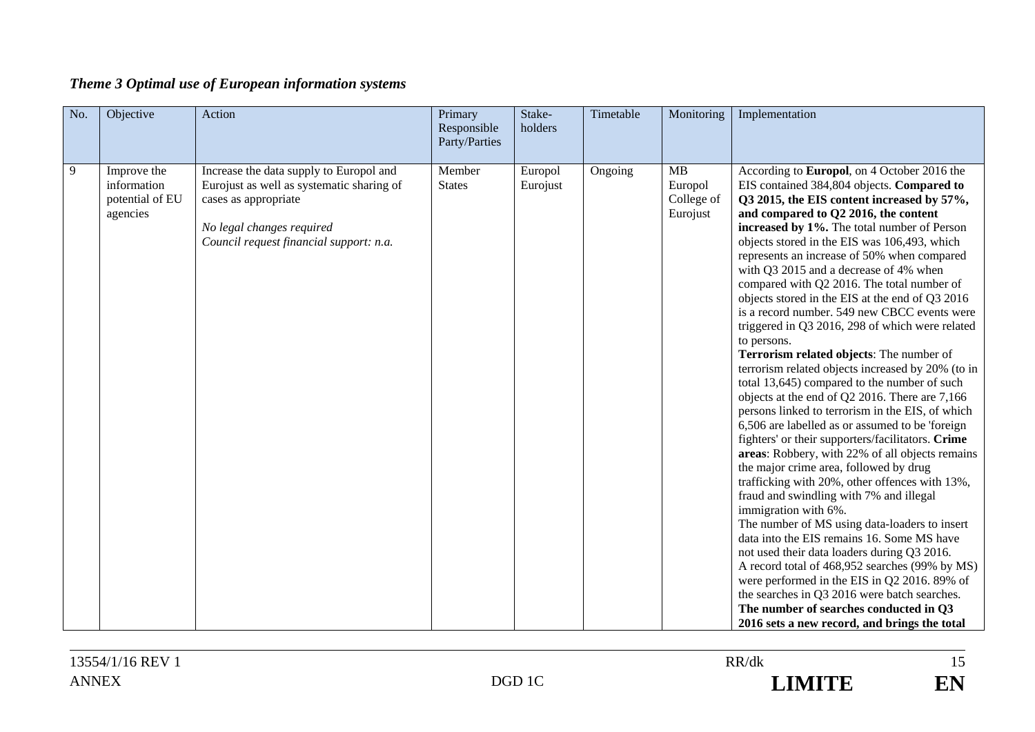### *Theme 3 Optimal use of European information systems*

| No. | Objective | Action | Primary Responsible Party/Parties | Stake-holders | Timetable | Monitoring | Implementation |
|---|---|---|---|---|---|---|---|
| 9 | Improve the information potential of EU agencies | Increase the data supply to Europol and Eurojust as well as systematic sharing of cases as appropriate<br><br>*No legal changes required*<br>*Council request financial support: n.a.* | Member States | Europol Eurojust | Ongoing | MB Europol College of Eurojust | According to **Europol**, on 4 October 2016 the EIS contained 384,804 objects. **Compared to Q3 2015, the EIS content increased by 57%, and compared to Q2 2016, the content increased by 1%.** The total number of Person objects stored in the EIS was 106,493, which represents an increase of 50% when compared with Q3 2015 and a decrease of 4% when compared with Q2 2016. The total number of objects stored in the EIS at the end of Q3 2016 is a record number. 549 new CBCC events were triggered in Q3 2016, 298 of which were related to persons.<br>**Terrorism related objects**: The number of terrorism related objects increased by 20% (to in total 13,645) compared to the number of such objects at the end of Q2 2016. There are 7,166 persons linked to terrorism in the EIS, of which 6,506 are labelled as or assumed to be 'foreign fighters' or their supporters/facilitators. **Crime areas**: Robbery, with 22% of all objects remains the major crime area, followed by drug trafficking with 20%, other offences with 13%, fraud and swindling with 7% and illegal immigration with 6%.<br>The number of MS using data-loaders to insert data into the EIS remains 16. Some MS have not used their data loaders during Q3 2016.<br>A record total of 468,952 searches (99% by MS) were performed in the EIS in Q2 2016. 89% of the searches in Q3 2016 were batch searches.<br>**The number of searches conducted in Q3 2016 sets a new record, and brings the total** |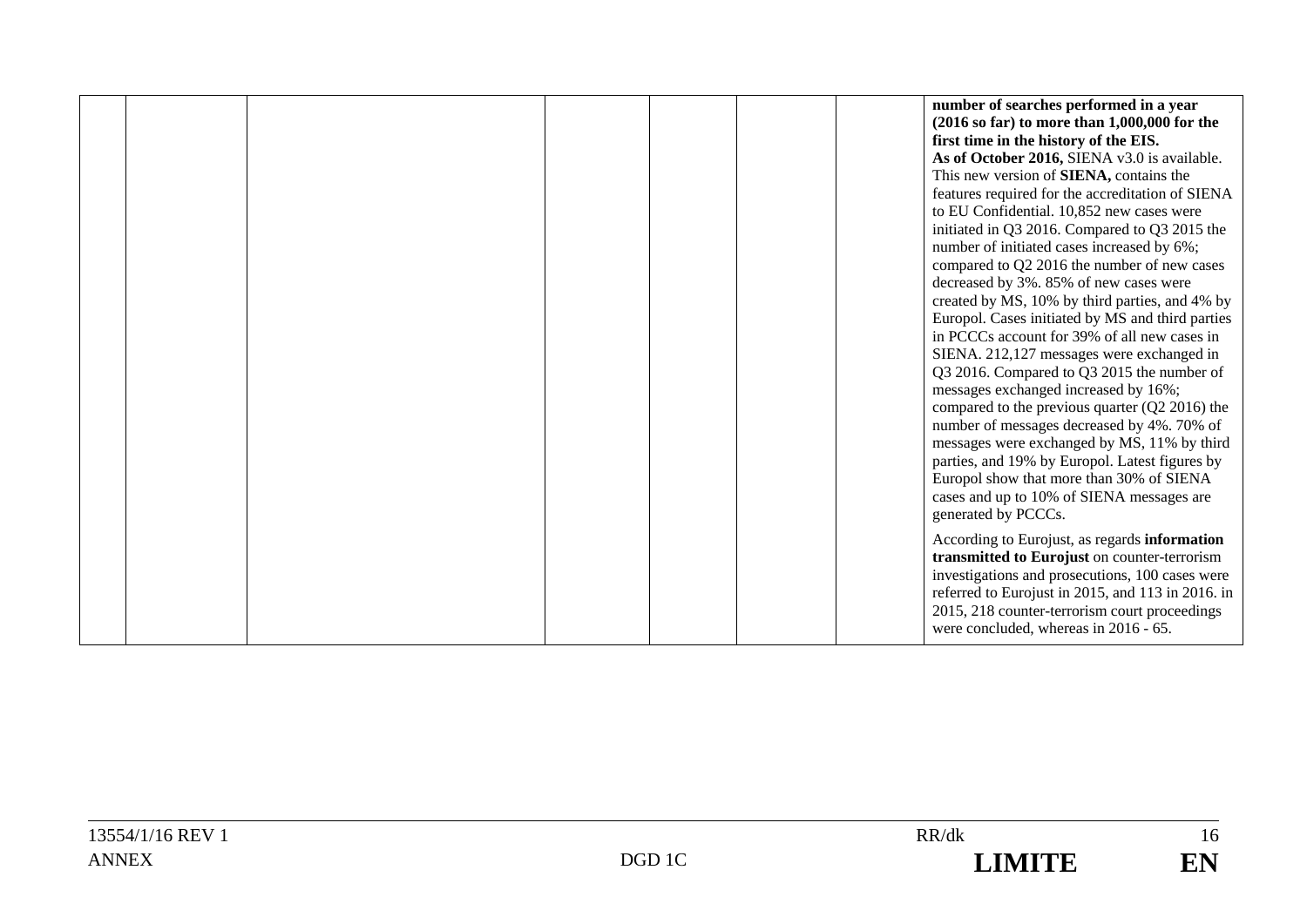|  |  |  |  |  |  |  |  |
|---|---|---|---|---|---|---|---|
|  |  |  |  |  |  |  | **number of searches performed in a year (2016 so far) to more than 1,000,000 for the first time in the history of the EIS.**<br>**As of October 2016,** SIENA v3.0 is available. This new version of **SIENA,** contains the features required for the accreditation of SIENA to EU Confidential. 10,852 new cases were initiated in Q3 2016. Compared to Q3 2015 the number of initiated cases increased by 6%; compared to Q2 2016 the number of new cases decreased by 3%. 85% of new cases were created by MS, 10% by third parties, and 4% by Europol. Cases initiated by MS and third parties in PCCCs account for 39% of all new cases in SIENA. 212,127 messages were exchanged in Q3 2016. Compared to Q3 2015 the number of messages exchanged increased by 16%; compared to the previous quarter (Q2 2016) the number of messages decreased by 4%. 70% of messages were exchanged by MS, 11% by third parties, and 19% by Europol. Latest figures by Europol show that more than 30% of SIENA cases and up to 10% of SIENA messages are generated by PCCCs.<br><br>According to Eurojust, as regards **information transmitted to Eurojust** on counter-terrorism investigations and prosecutions, 100 cases were referred to Eurojust in 2015, and 113 in 2016. in 2015, 218 counter-terrorism court proceedings were concluded, whereas in 2016 - 65. |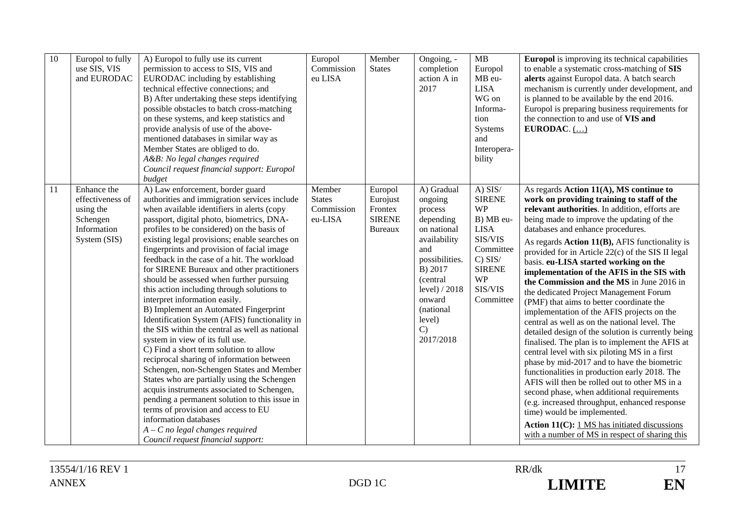| | | | | | | | |
|---|---|---|---|---|---|---|---|
| 10 | Europol to fully use SIS, VIS and EURODAC | A) Europol to fully use its current permission to access to SIS, VIS and EURODAC including by establishing technical effective connections; and<br>B) After undertaking these steps identifying possible obstacles to batch cross-matching on these systems, and keep statistics and provide analysis of use of the above-mentioned databases in similar way as Member States are obliged to do.<br>*A&B: No legal changes required*<br>*Council request financial support: Europol budget* | Europol Commission eu LISA | Member States | Ongoing, - completion action A in 2017 | MB Europol MB eu-LISA WG on Information Systems and Interoperability | **Europol** is improving its technical capabilities to enable a systematic cross-matching of **SIS alerts** against Europol data. A batch search mechanism is currently under development, and is planned to be available by the end 2016. Europol is preparing business requirements for the connection to and use of **VIS and EURODAC**. (…) |
| 11 | Enhance the effectiveness of using the Schengen Information System (SIS) | A) Law enforcement, border guard authorities and immigration services include when available identifiers in alerts (copy passport, digital photo, biometrics, DNA-profiles to be considered) on the basis of existing legal provisions; enable searches on fingerprints and provision of facial image feedback in the case of a hit. The workload for SIRENE Bureaux and other practitioners should be assessed when further pursuing this action including through solutions to interpret information easily.<br>B) Implement an Automated Fingerprint Identification System (AFIS) functionality in the SIS within the central as well as national system in view of its full use.<br>C) Find a short term solution to allow reciprocal sharing of information between Schengen, non-Schengen States and Member States who are partially using the Schengen acquis instruments associated to Schengen, pending a permanent solution to this issue in terms of provision and access to EU information databases<br>*A – C no legal changes required*<br>*Council request financial support:* | Member States Commission eu-LISA | Europol Eurojust Frontex SIRENE Bureaux | A) Gradual ongoing process depending on national availability and possibilities.<br>B) 2017 (central level) / 2018 onward (national level)<br>C) 2017/2018 | A) SIS/ SIRENE WP<br>B) MB eu-LISA SIS/VIS Committee<br>C) SIS/ SIRENE WP SIS/VIS Committee | As regards **Action 11(A), MS continue to work on providing training to staff of the relevant authorities**. In addition, efforts are being made to improve the updating of the databases and enhance procedures.<br>As regards **Action 11(B),** AFIS functionality is provided for in Article 22(c) of the SIS II legal basis. **eu-LISA started working on the implementation of the AFIS in the SIS with the Commission and the MS** in June 2016 in the dedicated Project Management Forum (PMF) that aims to better coordinate the implementation of the AFIS projects on the central as well as on the national level. The detailed design of the solution is currently being finalised. The plan is to implement the AFIS at central level with six piloting MS in a first phase by mid-2017 and to have the biometric functionalities in production early 2018. The AFIS will then be rolled out to other MS in a second phase, when additional requirements (e.g. increased throughput, enhanced response time) would be implemented.<br>**Action 11(C):** 1 MS has initiated discussions with a number of MS in respect of sharing this |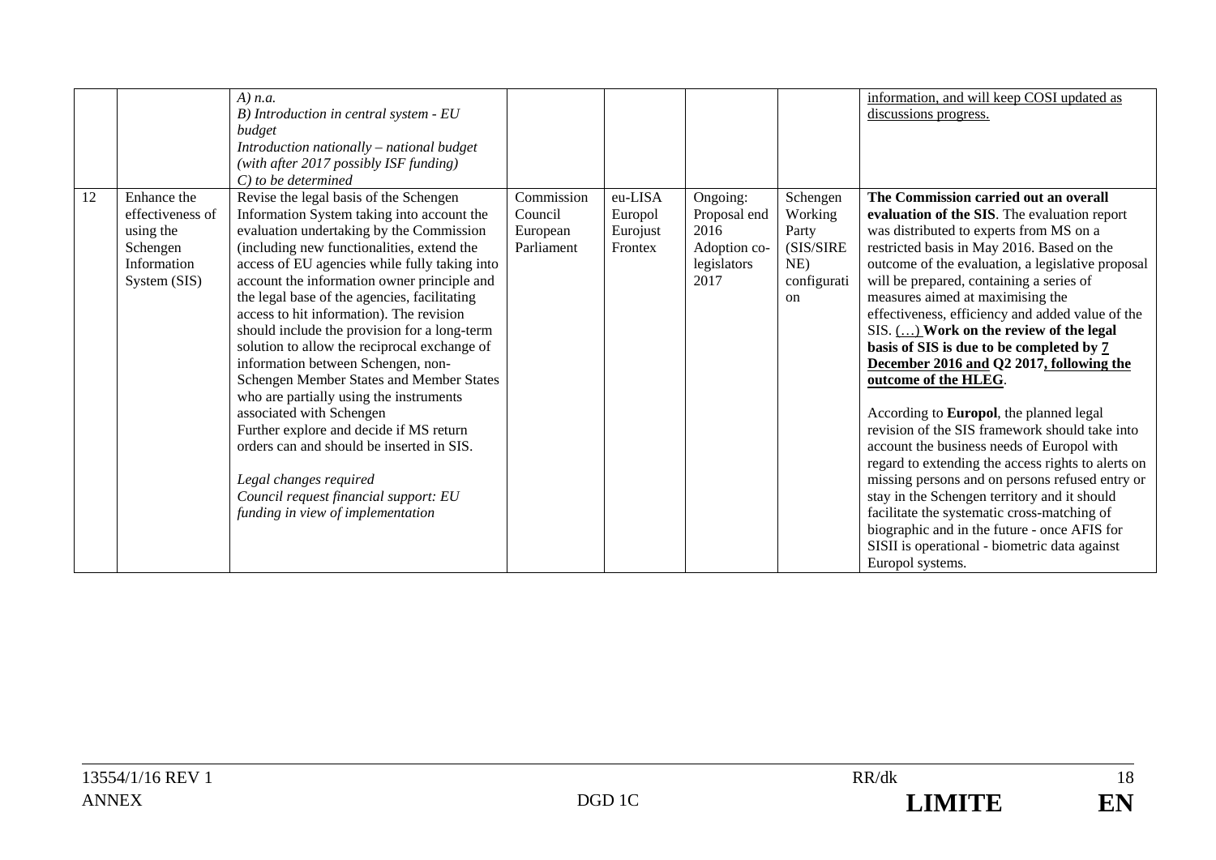| | | | | | | | |
|---|---|---|---|---|---|---|---|
| | | *A) n.a.*<br>*B) Introduction in central system - EU budget*<br>*Introduction nationally – national budget (with after 2017 possibly ISF funding)*<br>*C) to be determined* | | | | | <u>information, and will keep COSI updated as discussions progress.</u> |
| 12 | Enhance the effectiveness of using the Schengen Information System (SIS) | Revise the legal basis of the Schengen Information System taking into account the evaluation undertaking by the Commission (including new functionalities, extend the access of EU agencies while fully taking into account the information owner principle and the legal base of the agencies, facilitating access to hit information). The revision should include the provision for a long-term solution to allow the reciprocal exchange of information between Schengen, non-Schengen Member States and Member States who are partially using the instruments associated with Schengen<br>Further explore and decide if MS return orders can and should be inserted in SIS.<br><br>*Legal changes required*<br>*Council request financial support: EU funding in view of implementation* | Commission<br>Council<br>European Parliament | eu-LISA<br>Europol<br>Eurojust<br>Frontex | Ongoing: Proposal end 2016<br>Adoption co-legislators 2017 | Schengen Working Party (SIS/SIRENE) configuration | **The Commission carried out an overall evaluation of the SIS**. The evaluation report was distributed to experts from MS on a restricted basis in May 2016. Based on the outcome of the evaluation, a legislative proposal will be prepared, containing a series of measures aimed at maximising the effectiveness, efficiency and added value of the SIS. <u>(…)</u> **Work on the review of the legal basis of SIS is due to be completed by <u>7 December 2016 and</u> Q2 2017<u>, following the outcome of the HLEG</u>**.<br><br>According to **Europol**, the planned legal revision of the SIS framework should take into account the business needs of Europol with regard to extending the access rights to alerts on missing persons and on persons refused entry or stay in the Schengen territory and it should facilitate the systematic cross-matching of biographic and in the future - once AFIS for SISII is operational - biometric data against Europol systems. |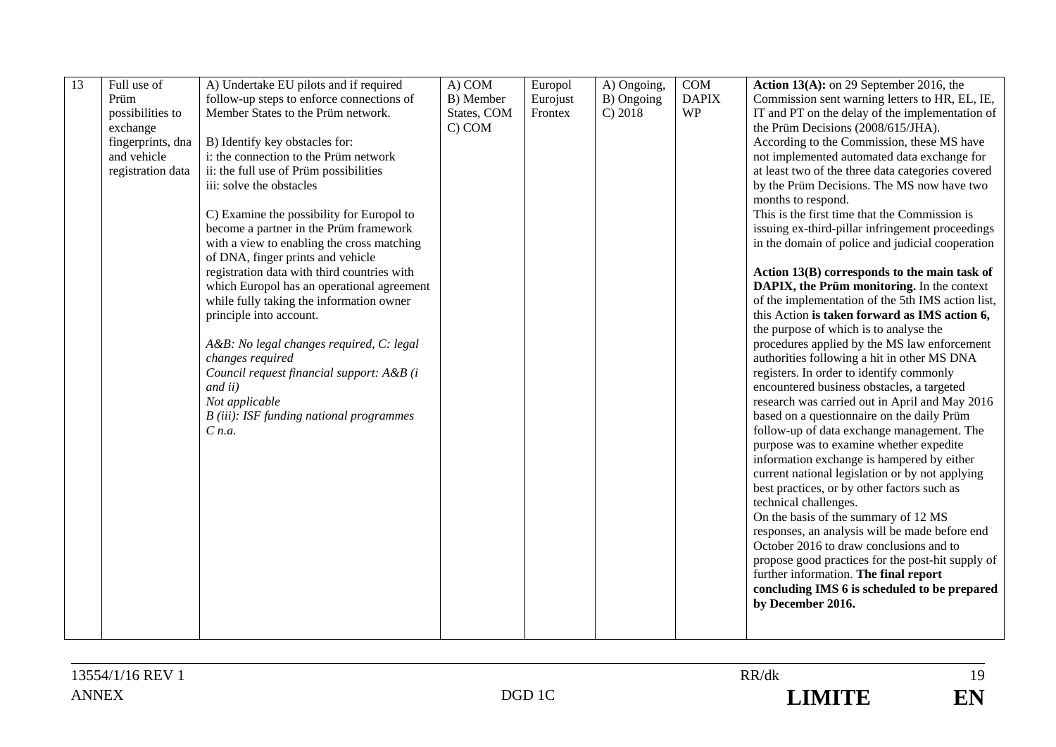| 13 | Full use of Prüm possibilities to exchange fingerprints, dna and vehicle registration data | A) Undertake EU pilots and if required follow-up steps to enforce connections of Member States to the Prüm network.<br><br>B) Identify key obstacles for:<br>i: the connection to the Prüm network<br>ii: the full use of Prüm possibilities<br>iii: solve the obstacles<br><br>C) Examine the possibility for Europol to become a partner in the Prüm framework with a view to enabling the cross matching of DNA, finger prints and vehicle registration data with third countries with which Europol has an operational agreement while fully taking the information owner principle into account.<br><br>*A&B: No legal changes required, C: legal changes required*<br>*Council request financial support: A&B (i and ii)*<br>*Not applicable*<br>*B (iii): ISF funding national programmes*<br>*C n.a.* | A) COM<br>B) Member States, COM<br>C) COM | Europol<br>Eurojust<br>Frontex | A) Ongoing,<br>B) Ongoing<br>C) 2018 | COM<br>DAPIX<br>WP | **Action 13(A):** on 29 September 2016, the Commission sent warning letters to HR, EL, IE, IT and PT on the delay of the implementation of the Prüm Decisions (2008/615/JHA).<br>According to the Commission, these MS have not implemented automated data exchange for at least two of the three data categories covered by the Prüm Decisions. The MS now have two months to respond.<br>This is the first time that the Commission is issuing ex-third-pillar infringement proceedings in the domain of police and judicial cooperation<br><br>**Action 13(B) corresponds to the main task of DAPIX, the Prüm monitoring.** In the context of the implementation of the 5th IMS action list, this Action **is taken forward as IMS action 6,** the purpose of which is to analyse the procedures applied by the MS law enforcement authorities following a hit in other MS DNA registers. In order to identify commonly encountered business obstacles, a targeted research was carried out in April and May 2016 based on a questionnaire on the daily Prüm follow-up of data exchange management. The purpose was to examine whether expedite information exchange is hampered by either current national legislation or by not applying best practices, or by other factors such as technical challenges.<br>On the basis of the summary of 12 MS responses, an analysis will be made before end October 2016 to draw conclusions and to propose good practices for the post-hit supply of further information. **The final report concluding IMS 6 is scheduled to be prepared by December 2016.** |
|---|---|---|---|---|---|---|---|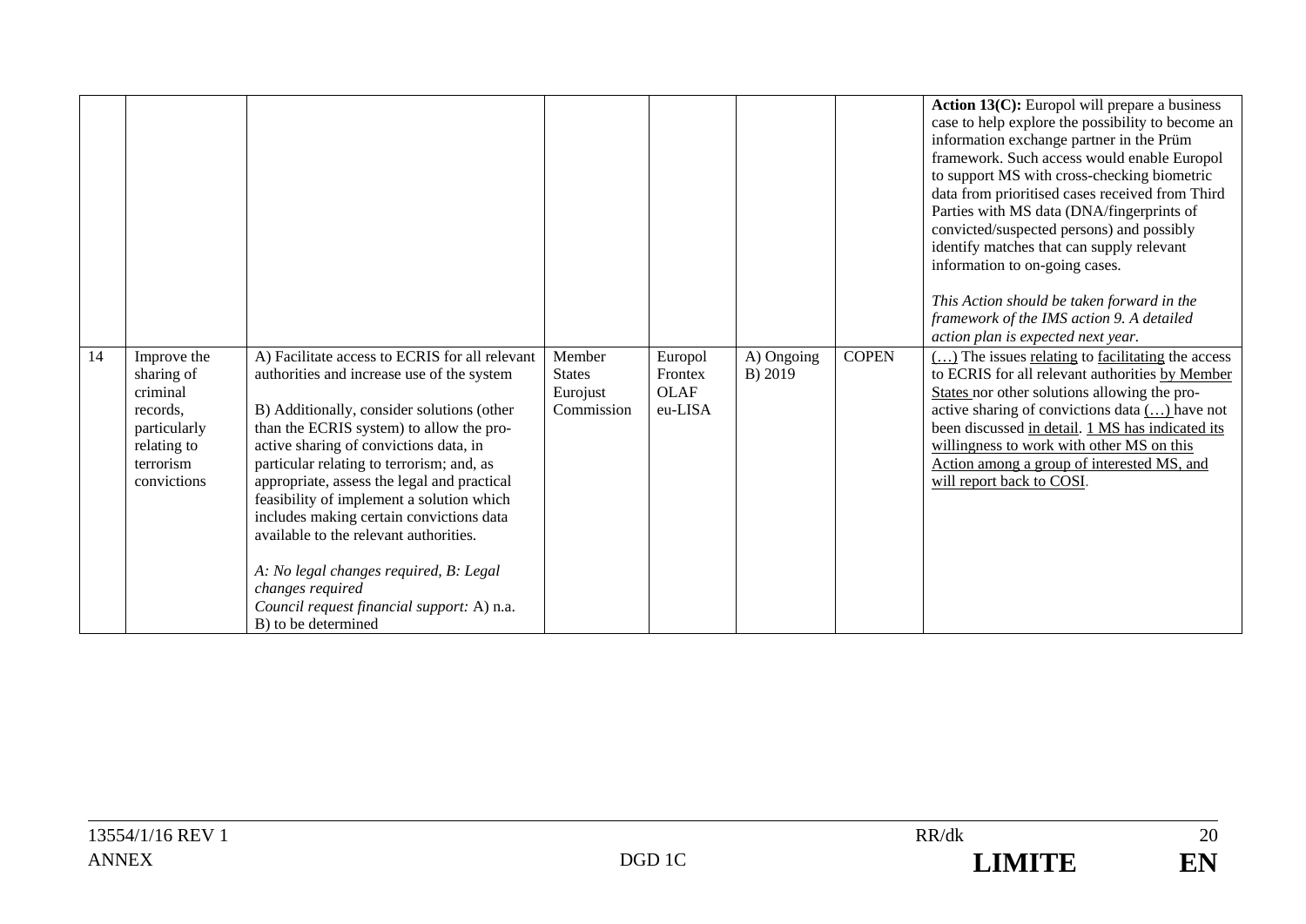| | | | | | | | |
|---|---|---|---|---|---|---|---|
| | | | | | | | **Action 13(C):** Europol will prepare a business case to help explore the possibility to become an information exchange partner in the Prüm framework. Such access would enable Europol to support MS with cross-checking biometric data from prioritised cases received from Third Parties with MS data (DNA/fingerprints of convicted/suspected persons) and possibly identify matches that can supply relevant information to on-going cases.<br><br>*This Action should be taken forward in the framework of the IMS action 9. A detailed action plan is expected next year.* |
| 14 | Improve the sharing of criminal records, particularly relating to terrorism convictions | A) Facilitate access to ECRIS for all relevant authorities and increase use of the system<br><br>B) Additionally, consider solutions (other than the ECRIS system) to allow the pro-active sharing of convictions data, in particular relating to terrorism; and, as appropriate, assess the legal and practical feasibility of implement a solution which includes making certain convictions data available to the relevant authorities.<br><br>*A: No legal changes required, B: Legal changes required*<br>*Council request financial support:* A) n.a. B) to be determined | Member States Eurojust Commission | Europol Frontex OLAF eu-LISA | A) Ongoing B) 2019 | COPEN | (…) The issues relating to facilitating the access to ECRIS for all relevant authorities by Member States nor other solutions allowing the pro-active sharing of convictions data (…) have not been discussed in detail. 1 MS has indicated its willingness to work with other MS on this Action among a group of interested MS, and will report back to COSI. |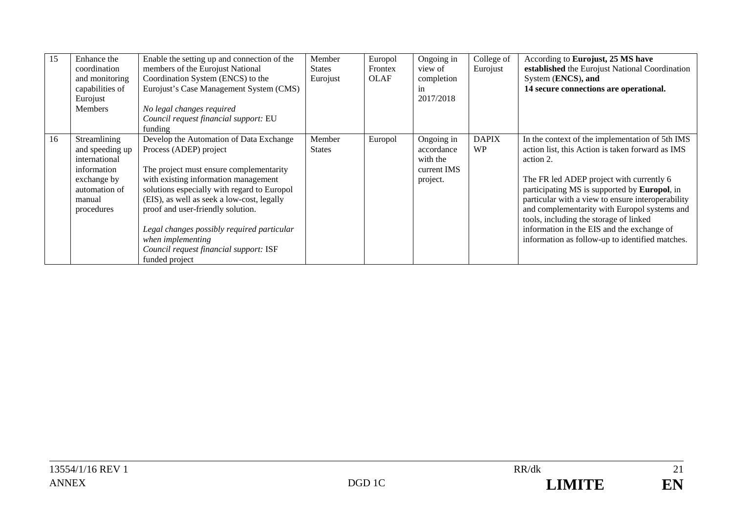| 15 | Enhance the coordination and monitoring capabilities of Eurojust Members | Enable the setting up and connection of the members of the Eurojust National Coordination System (ENCS) to the Eurojust's Case Management System (CMS)<br><br>*No legal changes required*<br>*Council request financial support:* EU funding | Member States Eurojust | Europol Frontex OLAF | Ongoing in view of completion in 2017/2018 | College of Eurojust | According to **Eurojust, 25 MS have established** the Eurojust National Coordination System (**ENCS**)**, and**<br>**14 secure connections are operational.** |
|---|---|---|---|---|---|---|---|
| 16 | Streamlining and speeding up international information exchange by automation of manual procedures | Develop the Automation of Data Exchange Process (ADEP) project<br><br>The project must ensure complementarity with existing information management solutions especially with regard to Europol (EIS), as well as seek a low-cost, legally proof and user-friendly solution.<br><br>*Legal changes possibly required particular when implementing*<br>*Council request financial support:* ISF funded project | Member States | Europol | Ongoing in accordance with the current IMS project. | DAPIX WP | In the context of the implementation of 5th IMS action list, this Action is taken forward as IMS action 2.<br><br>The FR led ADEP project with currently 6 participating MS is supported by **Europol**, in particular with a view to ensure interoperability and complementarity with Europol systems and tools, including the storage of linked information in the EIS and the exchange of information as follow-up to identified matches. |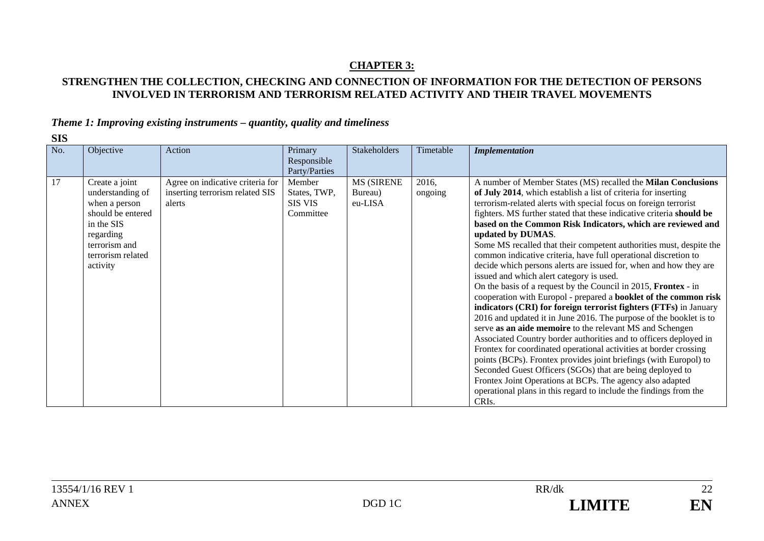## CHAPTER 3:

### STRENGTHEN THE COLLECTION, CHECKING AND CONNECTION OF INFORMATION FOR THE DETECTION OF PERSONS INVOLVED IN TERRORISM AND TERRORISM RELATED ACTIVITY AND THEIR TRAVEL MOVEMENTS

*Theme 1: Improving existing instruments – quantity, quality and timeliness*

**SIS**

| No. | Objective | Action | Primary Responsible Party/Parties | Stakeholders | Timetable | *Implementation* |
|---|---|---|---|---|---|---|
| 17 | Create a joint understanding of when a person should be entered in the SIS regarding terrorism and terrorism related activity | Agree on indicative criteria for inserting terrorism related SIS alerts | Member States, TWP, SIS VIS Committee | MS (SIRENE Bureau) eu-LISA | 2016, ongoing | A number of Member States (MS) recalled the **Milan Conclusions of July 2014**, which establish a list of criteria for inserting terrorism-related alerts with special focus on foreign terrorist fighters. MS further stated that these indicative criteria **should be based on the Common Risk Indicators, which are reviewed and updated by DUMAS**.<br>Some MS recalled that their competent authorities must, despite the common indicative criteria, have full operational discretion to decide which persons alerts are issued for, when and how they are issued and which alert category is used.<br>On the basis of a request by the Council in 2015, **Frontex** - in cooperation with Europol - prepared a **booklet of the common risk indicators (CRI) for foreign terrorist fighters (FTFs)** in January 2016 and updated it in June 2016. The purpose of the booklet is to serve **as an aide memoire** to the relevant MS and Schengen Associated Country border authorities and to officers deployed in Frontex for coordinated operational activities at border crossing points (BCPs). Frontex provides joint briefings (with Europol) to Seconded Guest Officers (SGOs) that are being deployed to Frontex Joint Operations at BCPs. The agency also adapted operational plans in this regard to include the findings from the CRIs. |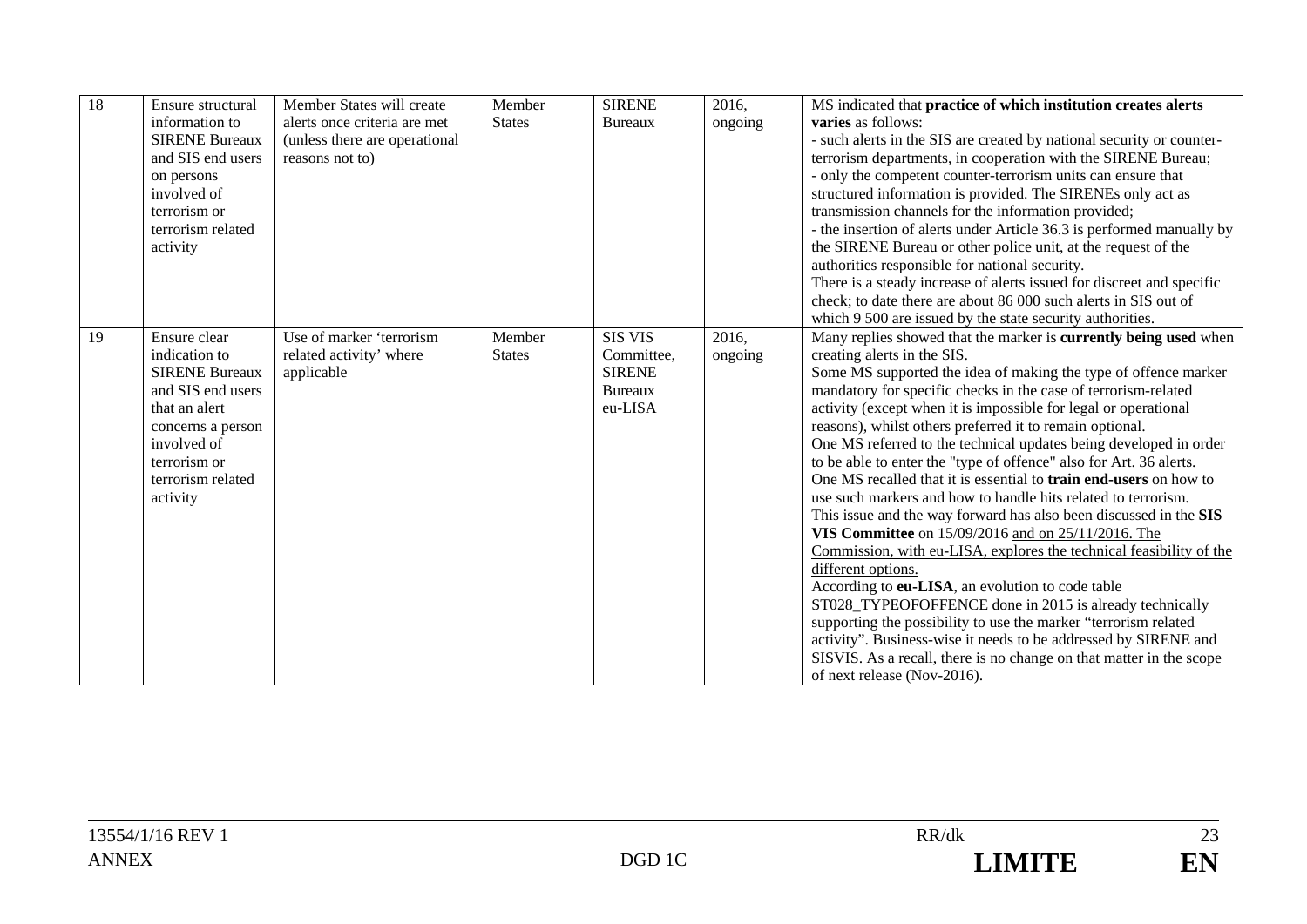| 18 | Ensure structural information to SIRENE Bureaux and SIS end users on persons involved of terrorism or terrorism related activity | Member States will create alerts once criteria are met (unless there are operational reasons not to) | Member States | SIRENE Bureaux | 2016, ongoing | MS indicated that **practice of which institution creates alerts varies** as follows:<br>- such alerts in the SIS are created by national security or counter-terrorism departments, in cooperation with the SIRENE Bureau;<br>- only the competent counter-terrorism units can ensure that structured information is provided. The SIRENEs only act as transmission channels for the information provided;<br>- the insertion of alerts under Article 36.3 is performed manually by the SIRENE Bureau or other police unit, at the request of the authorities responsible for national security.<br>There is a steady increase of alerts issued for discreet and specific check; to date there are about 86 000 such alerts in SIS out of which 9 500 are issued by the state security authorities. |
|---|---|---|---|---|---|---|
| 19 | Ensure clear indication to SIRENE Bureaux and SIS end users that an alert concerns a person involved of terrorism or terrorism related activity | Use of marker 'terrorism related activity' where applicable | Member States | SIS VIS Committee, SIRENE Bureaux eu-LISA | 2016, ongoing | Many replies showed that the marker is **currently being used** when creating alerts in the SIS.<br>Some MS supported the idea of making the type of offence marker mandatory for specific checks in the case of terrorism-related activity (except when it is impossible for legal or operational reasons), whilst others preferred it to remain optional.<br>One MS referred to the technical updates being developed in order to be able to enter the "type of offence" also for Art. 36 alerts.<br>One MS recalled that it is essential to **train end-users** on how to use such markers and how to handle hits related to terrorism.<br>This issue and the way forward has also been discussed in the **SIS VIS Committee** on 15/09/2016 and on 25/11/2016. The Commission, with eu-LISA, explores the technical feasibility of the different options.<br>According to **eu-LISA**, an evolution to code table ST028_TYPEOFOFFENCE done in 2015 is already technically supporting the possibility to use the marker "terrorism related activity". Business-wise it needs to be addressed by SIRENE and SISVIS. As a recall, there is no change on that matter in the scope of next release (Nov-2016). |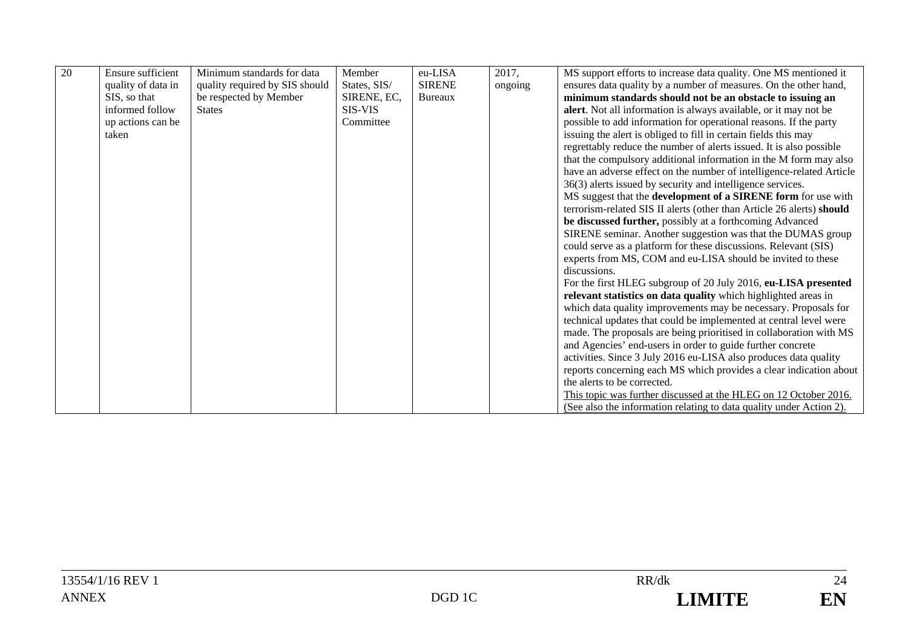| 20 | Ensure sufficient quality of data in SIS, so that informed follow up actions can be taken | Minimum standards for data quality required by SIS should be respected by Member States | Member States, SIS/ SIRENE, EC, SIS-VIS Committee | eu-LISA SIRENE Bureaux | 2017, ongoing | MS support efforts to increase data quality. One MS mentioned it ensures data quality by a number of measures. On the other hand, **minimum standards should not be an obstacle to issuing an alert**. Not all information is always available, or it may not be possible to add information for operational reasons. If the party issuing the alert is obliged to fill in certain fields this may regrettably reduce the number of alerts issued. It is also possible that the compulsory additional information in the M form may also have an adverse effect on the number of intelligence-related Article 36(3) alerts issued by security and intelligence services.<br>MS suggest that the **development of a SIRENE form** for use with terrorism-related SIS II alerts (other than Article 26 alerts) **should be discussed further,** possibly at a forthcoming Advanced SIRENE seminar. Another suggestion was that the DUMAS group could serve as a platform for these discussions. Relevant (SIS) experts from MS, COM and eu-LISA should be invited to these discussions.<br>For the first HLEG subgroup of 20 July 2016, **eu-LISA presented relevant statistics on data quality** which highlighted areas in which data quality improvements may be necessary. Proposals for technical updates that could be implemented at central level were made. The proposals are being prioritised in collaboration with MS and Agencies' end-users in order to guide further concrete activities. Since 3 July 2016 eu-LISA also produces data quality reports concerning each MS which provides a clear indication about the alerts to be corrected.<br><u>This topic was further discussed at the HLEG on 12 October 2016. (See also the information relating to data quality under Action 2).</u> |
|---|---|---|---|---|---|---|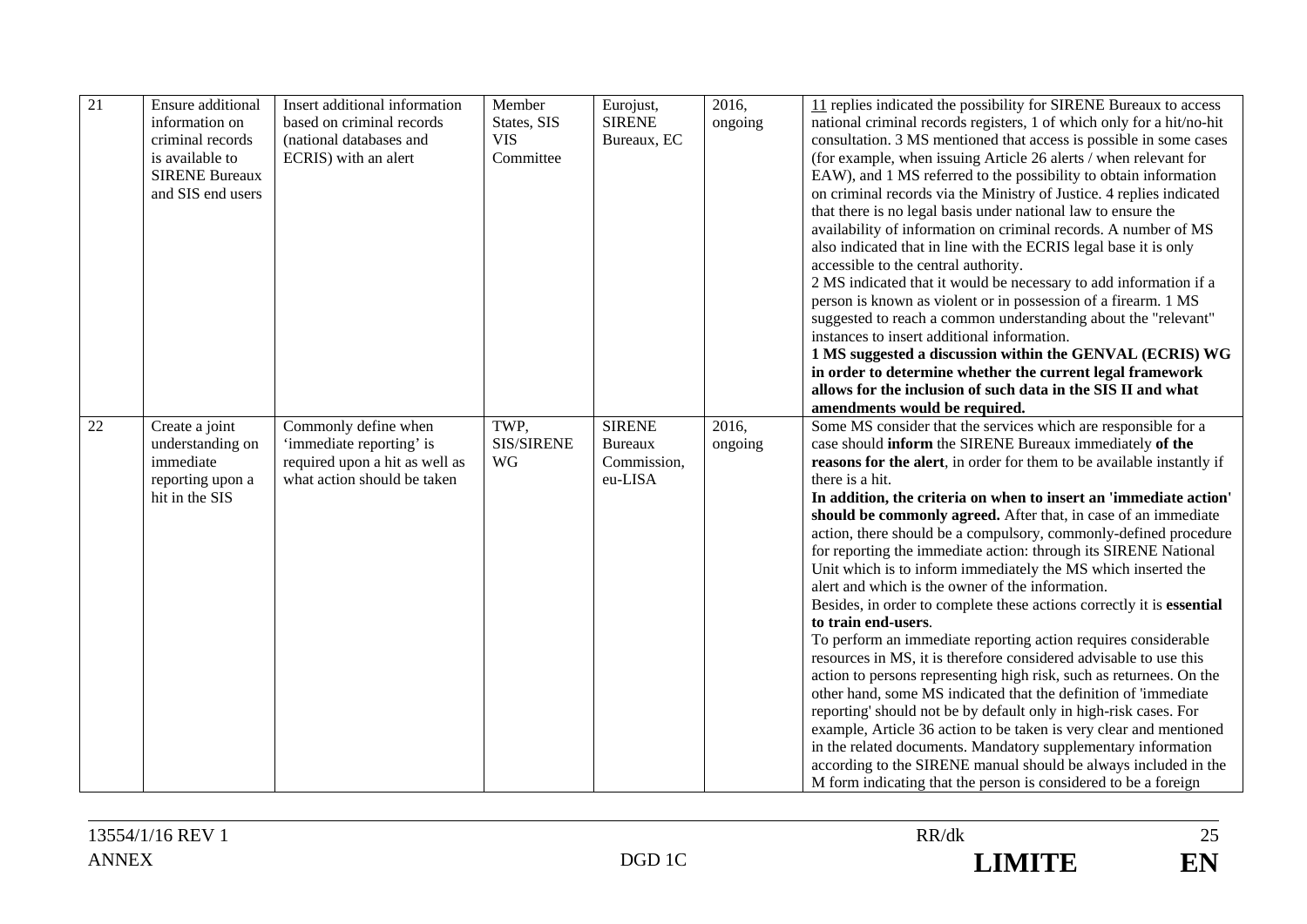| 21 | Ensure additional information on criminal records is available to SIRENE Bureaux and SIS end users | Insert additional information based on criminal records (national databases and ECRIS) with an alert | Member States, SIS VIS Committee | Eurojust, SIRENE Bureaux, EC | 2016, ongoing | 11 replies indicated the possibility for SIRENE Bureaux to access national criminal records registers, 1 of which only for a hit/no-hit consultation. 3 MS mentioned that access is possible in some cases (for example, when issuing Article 26 alerts / when relevant for EAW), and 1 MS referred to the possibility to obtain information on criminal records via the Ministry of Justice. 4 replies indicated that there is no legal basis under national law to ensure the availability of information on criminal records. A number of MS also indicated that in line with the ECRIS legal base it is only accessible to the central authority.<br>2 MS indicated that it would be necessary to add information if a person is known as violent or in possession of a firearm. 1 MS suggested to reach a common understanding about the "relevant" instances to insert additional information.<br>**1 MS suggested a discussion within the GENVAL (ECRIS) WG in order to determine whether the current legal framework allows for the inclusion of such data in the SIS II and what amendments would be required.** |
|---|---|---|---|---|---|---|
| 22 | Create a joint understanding on immediate reporting upon a hit in the SIS | Commonly define when 'immediate reporting' is required upon a hit as well as what action should be taken | TWP, SIS/SIRENE WG | SIRENE Bureaux Commission, eu-LISA | 2016, ongoing | Some MS consider that the services which are responsible for a case should **inform** the SIRENE Bureaux immediately **of the reasons for the alert**, in order for them to be available instantly if there is a hit.<br>**In addition, the criteria on when to insert an 'immediate action' should be commonly agreed.** After that, in case of an immediate action, there should be a compulsory, commonly-defined procedure for reporting the immediate action: through its SIRENE National Unit which is to inform immediately the MS which inserted the alert and which is the owner of the information.<br>Besides, in order to complete these actions correctly it is **essential to train end-users**.<br>To perform an immediate reporting action requires considerable resources in MS, it is therefore considered advisable to use this action to persons representing high risk, such as returnees. On the other hand, some MS indicated that the definition of 'immediate reporting' should not be by default only in high-risk cases. For example, Article 36 action to be taken is very clear and mentioned in the related documents. Mandatory supplementary information according to the SIRENE manual should be always included in the M form indicating that the person is considered to be a foreign |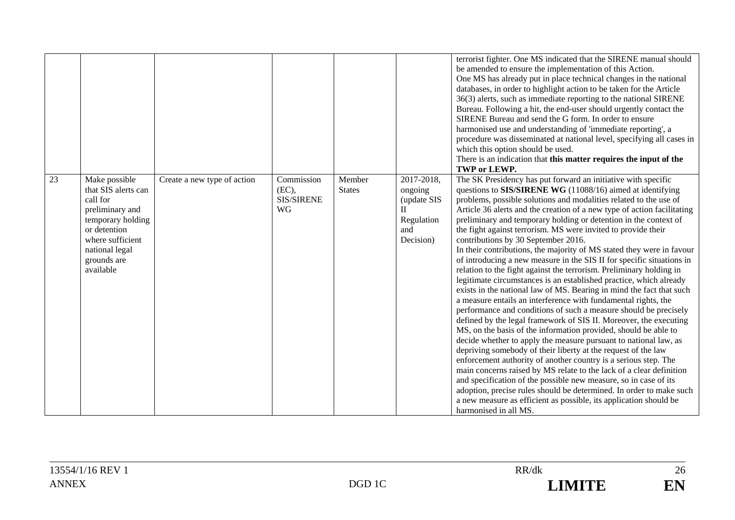| | | | | | | |
|---|---|---|---|---|---|---|
| | | | | | | terrorist fighter. One MS indicated that the SIRENE manual should be amended to ensure the implementation of this Action.<br>One MS has already put in place technical changes in the national databases, in order to highlight action to be taken for the Article 36(3) alerts, such as immediate reporting to the national SIRENE Bureau. Following a hit, the end-user should urgently contact the SIRENE Bureau and send the G form. In order to ensure harmonised use and understanding of 'immediate reporting', a procedure was disseminated at national level, specifying all cases in which this option should be used.<br>There is an indication that **this matter requires the input of the TWP or LEWP.** |
| 23 | Make possible that SIS alerts can call for preliminary and temporary holding or detention where sufficient national legal grounds are available | Create a new type of action | Commission (EC), SIS/SIRENE WG | Member States | 2017-2018, ongoing (update SIS II Regulation and Decision) | The SK Presidency has put forward an initiative with specific questions to **SIS/SIRENE WG** (11088/16) aimed at identifying problems, possible solutions and modalities related to the use of Article 36 alerts and the creation of a new type of action facilitating preliminary and temporary holding or detention in the context of the fight against terrorism. MS were invited to provide their contributions by 30 September 2016.<br>In their contributions, the majority of MS stated they were in favour of introducing a new measure in the SIS II for specific situations in relation to the fight against the terrorism. Preliminary holding in legitimate circumstances is an established practice, which already exists in the national law of MS. Bearing in mind the fact that such a measure entails an interference with fundamental rights, the performance and conditions of such a measure should be precisely defined by the legal framework of SIS II. Moreover, the executing MS, on the basis of the information provided, should be able to decide whether to apply the measure pursuant to national law, as depriving somebody of their liberty at the request of the law enforcement authority of another country is a serious step. The main concerns raised by MS relate to the lack of a clear definition and specification of the possible new measure, so in case of its adoption, precise rules should be determined. In order to make such a new measure as efficient as possible, its application should be harmonised in all MS. |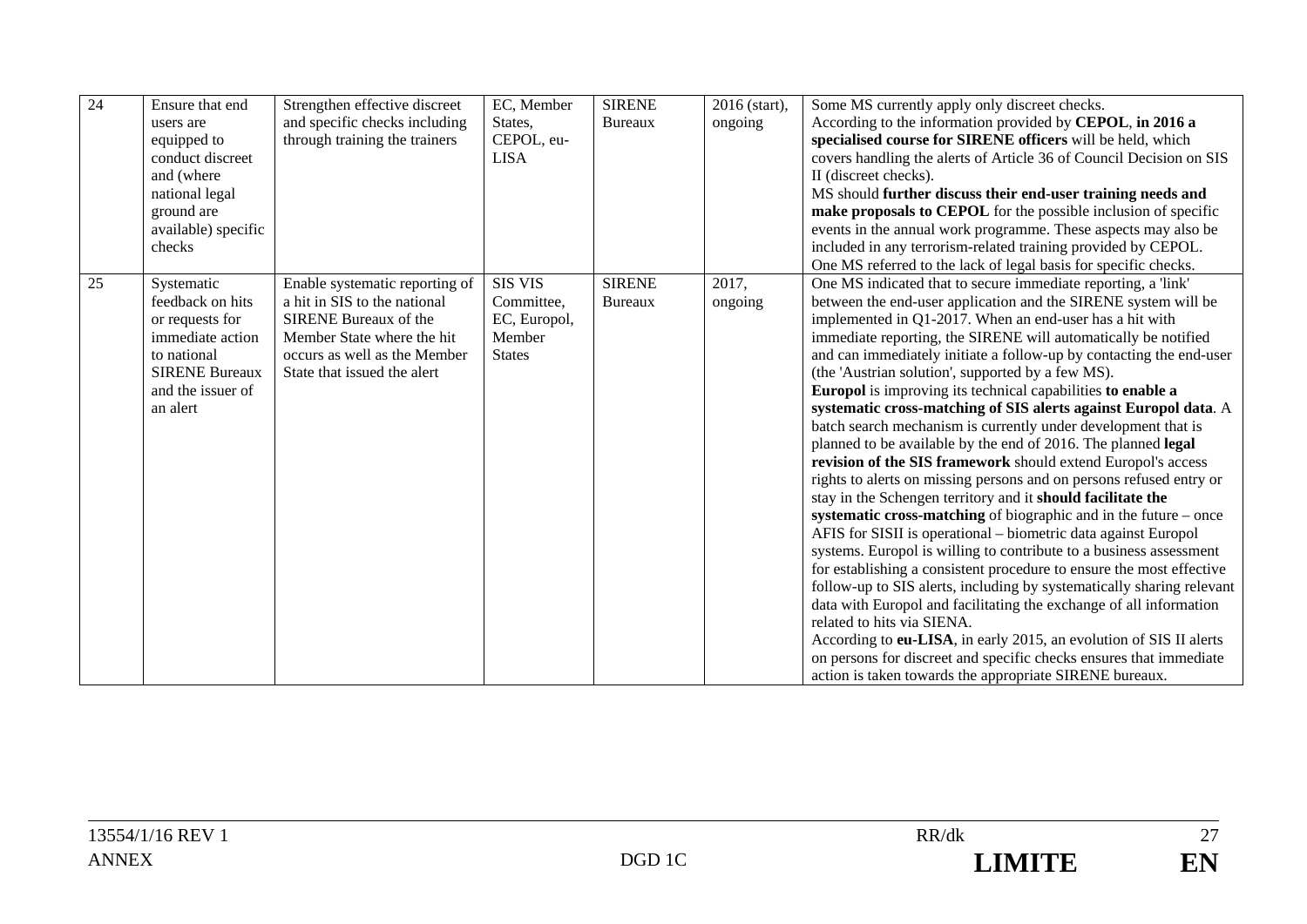| 24 | Ensure that end users are equipped to conduct discreet and (where national legal ground are available) specific checks | Strengthen effective discreet and specific checks including through training the trainers | EC, Member States, CEPOL, eu-LISA | SIRENE Bureaux | 2016 (start), ongoing | Some MS currently apply only discreet checks.<br>According to the information provided by **CEPOL**, **in 2016 a specialised course for SIRENE officers** will be held, which covers handling the alerts of Article 36 of Council Decision on SIS II (discreet checks).<br>MS should **further discuss their end-user training needs and make proposals to CEPOL** for the possible inclusion of specific events in the annual work programme. These aspects may also be included in any terrorism-related training provided by CEPOL.<br>One MS referred to the lack of legal basis for specific checks. |
|---|---|---|---|---|---|---|
| 25 | Systematic feedback on hits or requests for immediate action to national SIRENE Bureaux and the issuer of an alert | Enable systematic reporting of a hit in SIS to the national SIRENE Bureaux of the Member State where the hit occurs as well as the Member State that issued the alert | SIS VIS Committee, EC, Europol, Member States | SIRENE Bureaux | 2017, ongoing | One MS indicated that to secure immediate reporting, a 'link' between the end-user application and the SIRENE system will be implemented in Q1-2017. When an end-user has a hit with immediate reporting, the SIRENE will automatically be notified and can immediately initiate a follow-up by contacting the end-user (the 'Austrian solution', supported by a few MS).<br>**Europol** is improving its technical capabilities **to enable a systematic cross-matching of SIS alerts against Europol data**. A batch search mechanism is currently under development that is planned to be available by the end of 2016. The planned **legal revision of the SIS framework** should extend Europol's access rights to alerts on missing persons and on persons refused entry or stay in the Schengen territory and it **should facilitate the systematic cross-matching** of biographic and in the future – once AFIS for SISII is operational – biometric data against Europol systems. Europol is willing to contribute to a business assessment for establishing a consistent procedure to ensure the most effective follow-up to SIS alerts, including by systematically sharing relevant data with Europol and facilitating the exchange of all information related to hits via SIENA.<br>According to **eu-LISA**, in early 2015, an evolution of SIS II alerts on persons for discreet and specific checks ensures that immediate action is taken towards the appropriate SIRENE bureaux. |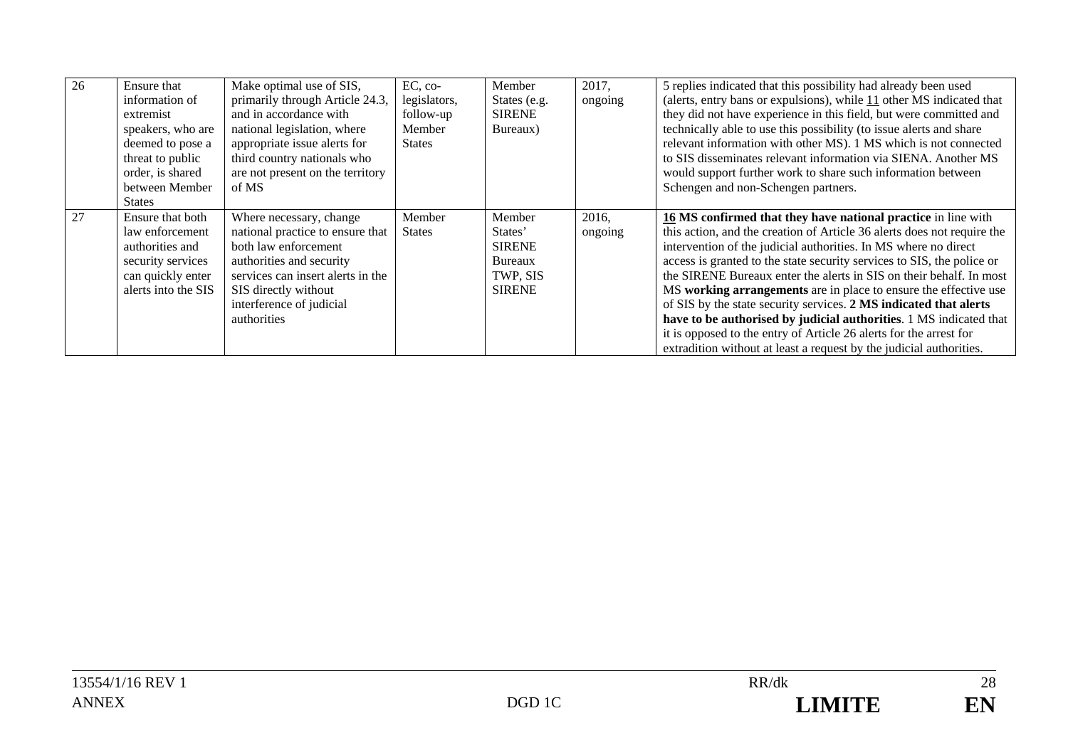| 26 | Ensure that information of extremist speakers, who are deemed to pose a threat to public order, is shared between Member States | Make optimal use of SIS, primarily through Article 24.3, and in accordance with national legislation, where appropriate issue alerts for third country nationals who are not present on the territory of MS | EC, co-legislators, follow-up Member States | Member States (e.g. SIRENE Bureaux) | 2017, ongoing | 5 replies indicated that this possibility had already been used (alerts, entry bans or expulsions), while 11 other MS indicated that they did not have experience in this field, but were committed and technically able to use this possibility (to issue alerts and share relevant information with other MS). 1 MS which is not connected to SIS disseminates relevant information via SIENA. Another MS would support further work to share such information between Schengen and non-Schengen partners. |
|---|---|---|---|---|---|---|
| 27 | Ensure that both law enforcement authorities and security services can quickly enter alerts into the SIS | Where necessary, change national practice to ensure that both law enforcement authorities and security services can insert alerts in the SIS directly without interference of judicial authorities | Member States | Member States' SIRENE Bureaux TWP, SIS SIRENE | 2016, ongoing | **16 MS confirmed that they have national practice** in line with this action, and the creation of Article 36 alerts does not require the intervention of the judicial authorities. In MS where no direct access is granted to the state security services to SIS, the police or the SIRENE Bureaux enter the alerts in SIS on their behalf. In most MS **working arrangements** are in place to ensure the effective use of SIS by the state security services. **2 MS indicated that alerts have to be authorised by judicial authorities**. 1 MS indicated that it is opposed to the entry of Article 26 alerts for the arrest for extradition without at least a request by the judicial authorities. |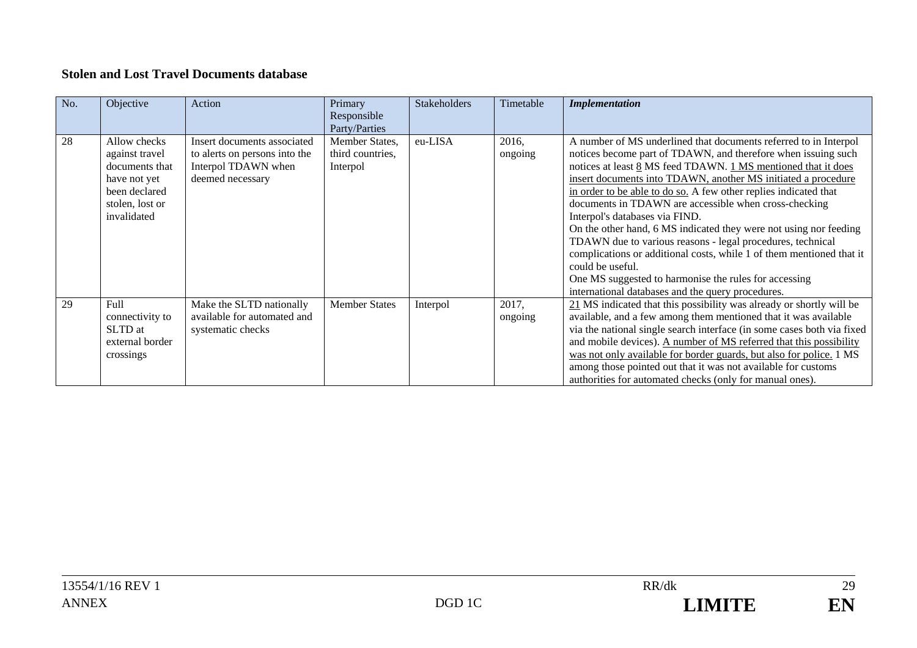**Stolen and Lost Travel Documents database**

| No. | Objective | Action | Primary Responsible Party/Parties | Stakeholders | Timetable | ***Implementation*** |
|---|---|---|---|---|---|---|
| 28 | Allow checks against travel documents that have not yet been declared stolen, lost or invalidated | Insert documents associated to alerts on persons into the Interpol TDAWN when deemed necessary | Member States, third countries, Interpol | eu-LISA | 2016, ongoing | A number of MS underlined that documents referred to in Interpol notices become part of TDAWN, and therefore when issuing such notices at least 8 MS feed TDAWN. 1 MS mentioned that it does insert documents into TDAWN, another MS initiated a procedure in order to be able to do so. A few other replies indicated that documents in TDAWN are accessible when cross-checking Interpol's databases via FIND.<br>On the other hand, 6 MS indicated they were not using nor feeding TDAWN due to various reasons - legal procedures, technical complications or additional costs, while 1 of them mentioned that it could be useful.<br>One MS suggested to harmonise the rules for accessing international databases and the query procedures. |
| 29 | Full connectivity to SLTD at external border crossings | Make the SLTD nationally available for automated and systematic checks | Member States | Interpol | 2017, ongoing | 21 MS indicated that this possibility was already or shortly will be available, and a few among them mentioned that it was available via the national single search interface (in some cases both via fixed and mobile devices). A number of MS referred that this possibility was not only available for border guards, but also for police. 1 MS among those pointed out that it was not available for customs authorities for automated checks (only for manual ones). |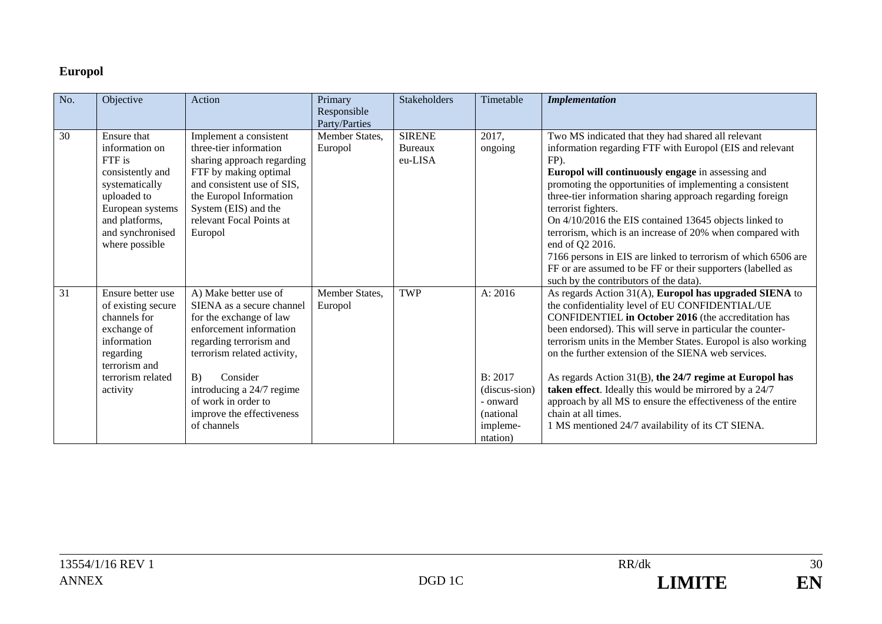**Europol**

| No. | Objective | Action | Primary Responsible Party/Parties | Stakeholders | Timetable | *Implementation* |
|---|---|---|---|---|---|---|
| 30 | Ensure that information on FTF is consistently and systematically uploaded to European systems and platforms, and synchronised where possible | Implement a consistent three-tier information sharing approach regarding FTF by making optimal and consistent use of SIS, the Europol Information System (EIS) and the relevant Focal Points at Europol | Member States, Europol | SIRENE Bureaux eu-LISA | 2017, ongoing | Two MS indicated that they had shared all relevant information regarding FTF with Europol (EIS and relevant FP).<br>**Europol will continuously engage** in assessing and promoting the opportunities of implementing a consistent three-tier information sharing approach regarding foreign terrorist fighters.<br>On 4/10/2016 the EIS contained 13645 objects linked to terrorism, which is an increase of 20% when compared with end of Q2 2016.<br>7166 persons in EIS are linked to terrorism of which 6506 are FF or are assumed to be FF or their supporters (labelled as such by the contributors of the data). |
| 31 | Ensure better use of existing secure channels for exchange of information regarding terrorism and terrorism related activity | A) Make better use of SIENA as a secure channel for the exchange of law enforcement information regarding terrorism and terrorism related activity,<br><br>B) Consider introducing a 24/7 regime of work in order to improve the effectiveness of channels | Member States, Europol | TWP | A: 2016<br><br>B: 2017 (discus-sion) - onward (national impleme-ntation) | As regards Action 31(A), **Europol has upgraded SIENA** to the confidentiality level of EU CONFIDENTIAL/UE CONFIDENTIEL **in October 2016** (the accreditation has been endorsed). This will serve in particular the counter-terrorism units in the Member States. Europol is also working on the further extension of the SIENA web services.<br><br>As regards Action 31(B), **the 24/7 regime at Europol has taken effect**. Ideally this would be mirrored by a 24/7 approach by all MS to ensure the effectiveness of the entire chain at all times.<br>1 MS mentioned 24/7 availability of its CT SIENA. |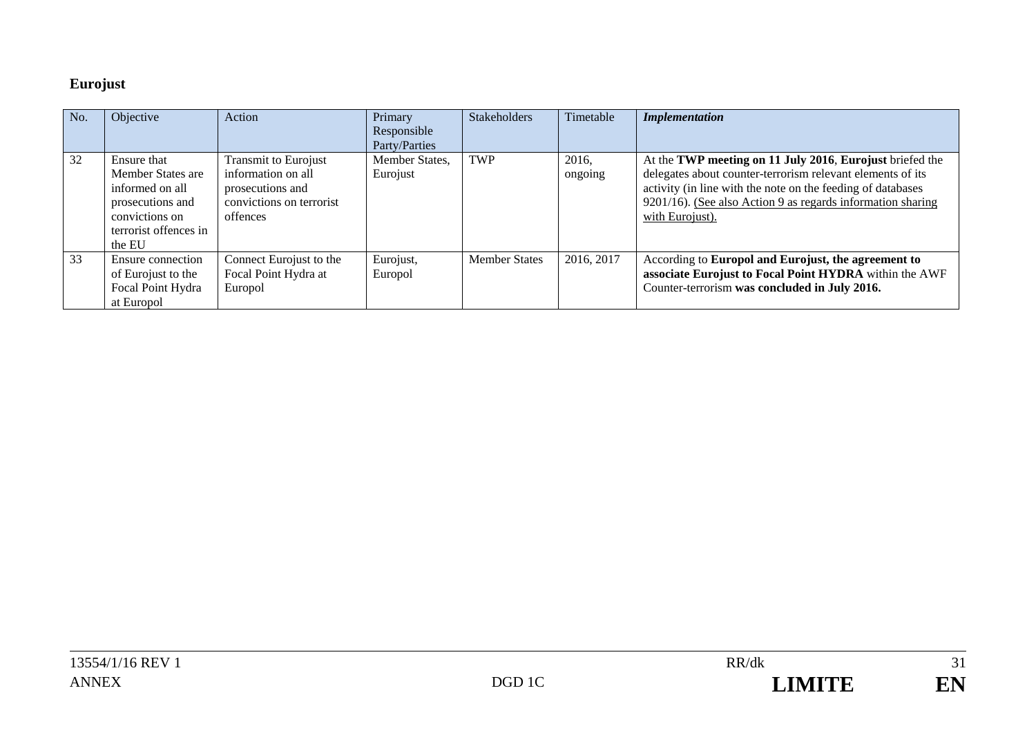**Eurojust**

| No. | Objective | Action | Primary Responsible Party/Parties | Stakeholders | Timetable | *Implementation* |
|---|---|---|---|---|---|---|
| 32 | Ensure that Member States are informed on all prosecutions and convictions on terrorist offences in the EU | Transmit to Eurojust information on all prosecutions and convictions on terrorist offences | Member States, Eurojust | TWP | 2016, ongoing | At the **TWP meeting on 11 July 2016**, **Eurojust** briefed the delegates about counter-terrorism relevant elements of its activity (in line with the note on the feeding of databases 9201/16). <u>(See also Action 9 as regards information sharing with Eurojust).</u> |
| 33 | Ensure connection of Eurojust to the Focal Point Hydra at Europol | Connect Eurojust to the Focal Point Hydra at Europol | Eurojust, Europol | Member States | 2016, 2017 | According to **Europol and Eurojust, the agreement to associate Eurojust to Focal Point HYDRA** within the AWF Counter-terrorism **was concluded in July 2016.** |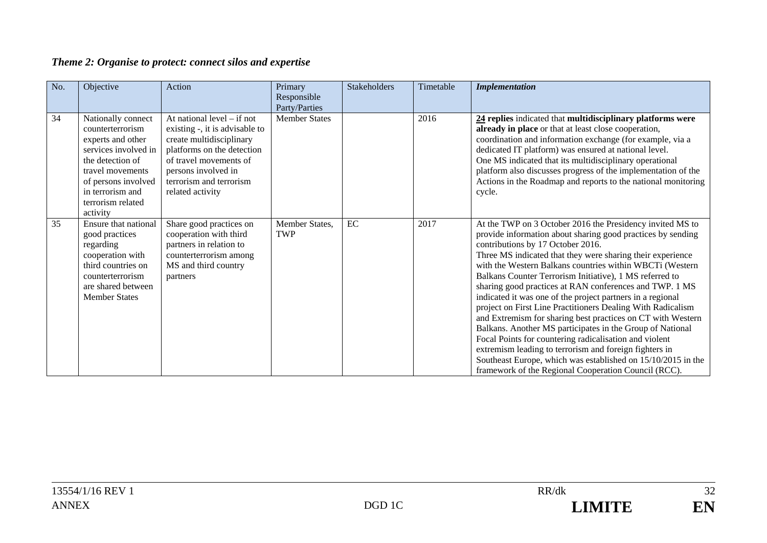### *Theme 2: Organise to protect: connect silos and expertise*

| No. | Objective | Action | Primary Responsible Party/Parties | Stakeholders | Timetable | ***Implementation*** |
|---|---|---|---|---|---|---|
| 34 | Nationally connect counterterrorism experts and other services involved in the detection of travel movements of persons involved in terrorism and terrorism related activity | At national level – if not existing -, it is advisable to create multidisciplinary platforms on the detection of travel movements of persons involved in terrorism and terrorism related activity | Member States | | 2016 | **24 replies** indicated that **multidisciplinary platforms were already in place** or that at least close cooperation, coordination and information exchange (for example, via a dedicated IT platform) was ensured at national level. One MS indicated that its multidisciplinary operational platform also discusses progress of the implementation of the Actions in the Roadmap and reports to the national monitoring cycle. |
| 35 | Ensure that national good practices regarding cooperation with third countries on counterterrorism are shared between Member States | Share good practices on cooperation with third partners in relation to counterterrorism among MS and third country partners | Member States, TWP | EC | 2017 | At the TWP on 3 October 2016 the Presidency invited MS to provide information about sharing good practices by sending contributions by 17 October 2016. Three MS indicated that they were sharing their experience with the Western Balkans countries within WBCTi (Western Balkans Counter Terrorism Initiative), 1 MS referred to sharing good practices at RAN conferences and TWP. 1 MS indicated it was one of the project partners in a regional project on First Line Practitioners Dealing With Radicalism and Extremism for sharing best practices on CT with Western Balkans. Another MS participates in the Group of National Focal Points for countering radicalisation and violent extremism leading to terrorism and foreign fighters in Southeast Europe, which was established on 15/10/2015 in the framework of the Regional Cooperation Council (RCC). |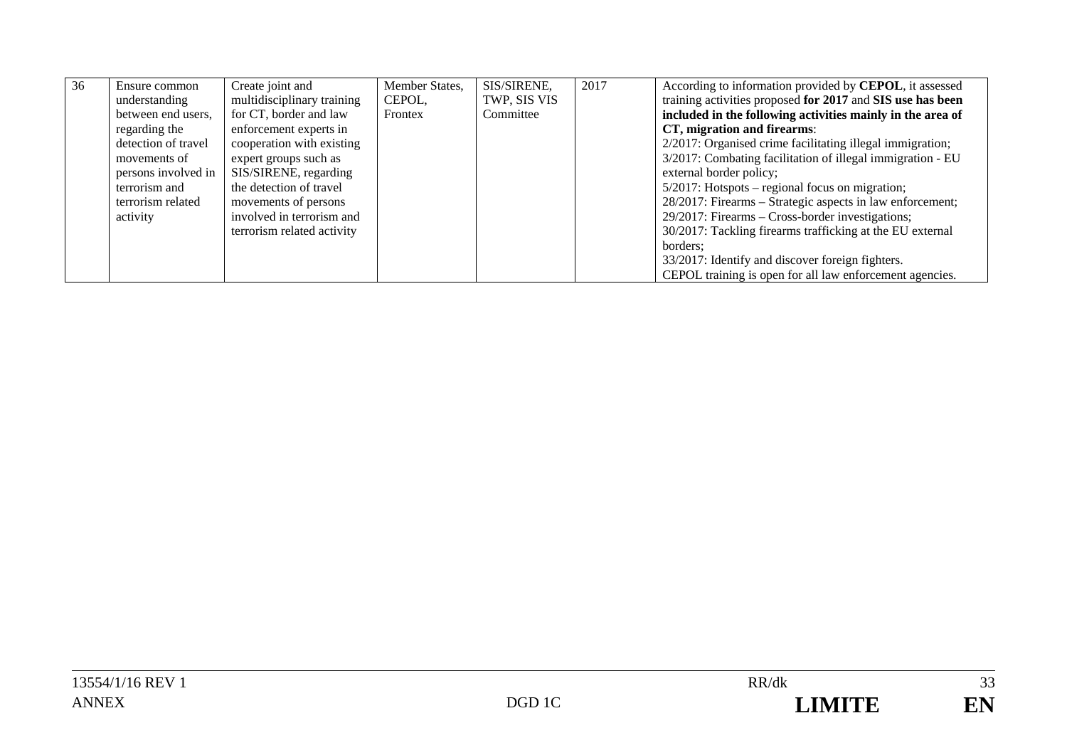| | | | | | | |
|---|---|---|---|---|---|---|
| 36 | Ensure common understanding between end users, regarding the detection of travel movements of persons involved in terrorism and terrorism related activity | Create joint and multidisciplinary training for CT, border and law enforcement experts in cooperation with existing expert groups such as SIS/SIRENE, regarding the detection of travel movements of persons involved in terrorism and terrorism related activity | Member States, CEPOL, Frontex | SIS/SIRENE, TWP, SIS VIS Committee | 2017 | According to information provided by **CEPOL**, it assessed training activities proposed **for 2017** and **SIS use has been included in the following activities mainly in the area of CT, migration and firearms**:<br>2/2017: Organised crime facilitating illegal immigration;<br>3/2017: Combating facilitation of illegal immigration - EU external border policy;<br>5/2017: Hotspots – regional focus on migration;<br>28/2017: Firearms – Strategic aspects in law enforcement;<br>29/2017: Firearms – Cross-border investigations;<br>30/2017: Tackling firearms trafficking at the EU external borders;<br>33/2017: Identify and discover foreign fighters.<br>CEPOL training is open for all law enforcement agencies. |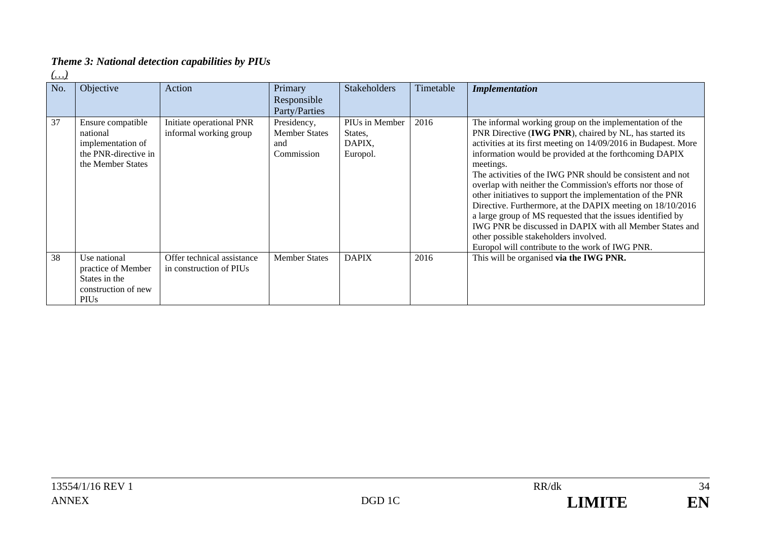***Theme 3: National detection capabilities by PIUs***

*(…)*

| No. | Objective | Action | Primary Responsible Party/Parties | Stakeholders | Timetable | ***Implementation*** |
|---|---|---|---|---|---|---|
| 37 | Ensure compatible national implementation of the PNR-directive in the Member States | Initiate operational PNR informal working group | Presidency, Member States and Commission | PIUs in Member States, DAPIX, Europol. | 2016 | The informal working group on the implementation of the PNR Directive (**IWG PNR**), chaired by NL, has started its activities at its first meeting on 14/09/2016 in Budapest. More information would be provided at the forthcoming DAPIX meetings.<br>The activities of the IWG PNR should be consistent and not overlap with neither the Commission's efforts nor those of other initiatives to support the implementation of the PNR Directive. Furthermore, at the DAPIX meeting on 18/10/2016 a large group of MS requested that the issues identified by IWG PNR be discussed in DAPIX with all Member States and other possible stakeholders involved.<br>Europol will contribute to the work of IWG PNR. |
| 38 | Use national practice of Member States in the construction of new PIUs | Offer technical assistance in construction of PIUs | Member States | DAPIX | 2016 | This will be organised **via the IWG PNR.** |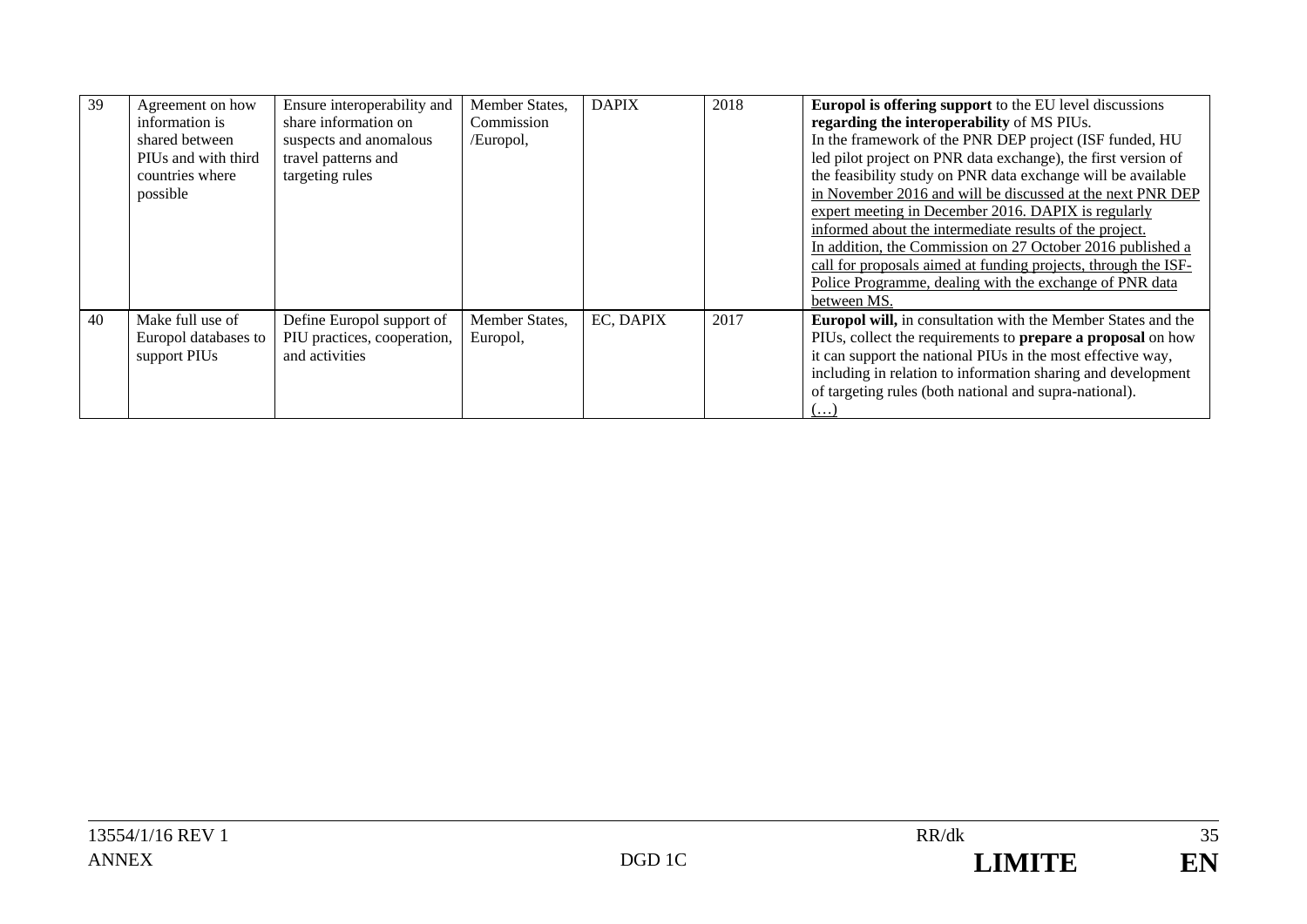| 39 | Agreement on how information is shared between PIUs and with third countries where possible | Ensure interoperability and share information on suspects and anomalous travel patterns and targeting rules | Member States, Commission /Europol, | DAPIX | 2018 | **Europol is offering support** to the EU level discussions **regarding the interoperability** of MS PIUs. In the framework of the PNR DEP project (ISF funded, HU led pilot project on PNR data exchange), the first version of the feasibility study on PNR data exchange will be available <u>in November 2016 and will be discussed at the next PNR DEP expert meeting in December 2016. DAPIX is regularly informed about the intermediate results of the project.</u> <u>In addition, the Commission on 27 October 2016 published a call for proposals aimed at funding projects, through the ISF-Police Programme, dealing with the exchange of PNR data between MS.</u> |
|---|---|---|---|---|---|---|
| 40 | Make full use of Europol databases to support PIUs | Define Europol support of PIU practices, cooperation, and activities | Member States, Europol, | EC, DAPIX | 2017 | **Europol will,** in consultation with the Member States and the PIUs, collect the requirements to **prepare a proposal** on how it can support the national PIUs in the most effective way, including in relation to information sharing and development of targeting rules (both national and supra-national). <u>(…)</u> |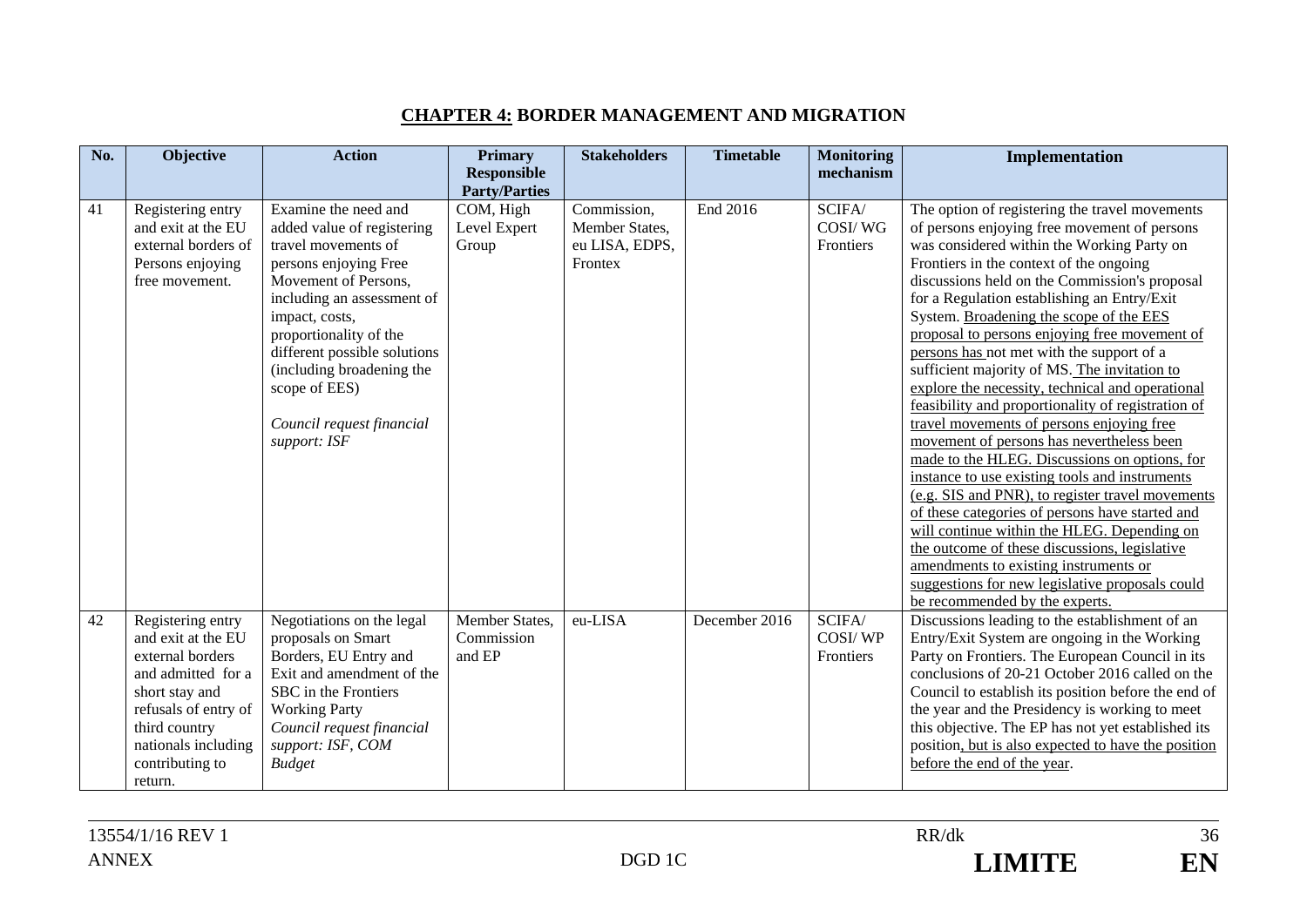## **CHAPTER 4:** BORDER MANAGEMENT AND MIGRATION

| No. | Objective | Action | Primary Responsible Party/Parties | Stakeholders | Timetable | Monitoring mechanism | Implementation |
|---|---|---|---|---|---|---|---|
| 41 | Registering entry and exit at the EU external borders of Persons enjoying free movement. | Examine the need and added value of registering travel movements of persons enjoying Free Movement of Persons, including an assessment of impact, costs, proportionality of the different possible solutions (including broadening the scope of EES) *Council request financial support: ISF* | COM, High Level Expert Group | Commission, Member States, eu LISA, EDPS, Frontex | End 2016 | SCIFA/ COSI/ WG Frontiers | The option of registering the travel movements of persons enjoying free movement of persons was considered within the Working Party on Frontiers in the context of the ongoing discussions held on the Commission's proposal for a Regulation establishing an Entry/Exit System. Broadening the scope of the EES proposal to persons enjoying free movement of persons has not met with the support of a sufficient majority of MS. The invitation to explore the necessity, technical and operational feasibility and proportionality of registration of travel movements of persons enjoying free movement of persons has nevertheless been made to the HLEG. Discussions on options, for instance to use existing tools and instruments (e.g. SIS and PNR), to register travel movements of these categories of persons have started and will continue within the HLEG. Depending on the outcome of these discussions, legislative amendments to existing instruments or suggestions for new legislative proposals could be recommended by the experts. |
| 42 | Registering entry and exit at the EU external borders and admitted for a short stay and refusals of entry of third country nationals including contributing to return. | Negotiations on the legal proposals on Smart Borders, EU Entry and Exit and amendment of the SBC in the Frontiers Working Party *Council request financial support: ISF, COM Budget* | Member States, Commission and EP | eu-LISA | December 2016 | SCIFA/ COSI/ WP Frontiers | Discussions leading to the establishment of an Entry/Exit System are ongoing in the Working Party on Frontiers. The European Council in its conclusions of 20-21 October 2016 called on the Council to establish its position before the end of the year and the Presidency is working to meet this objective. The EP has not yet established its position, but is also expected to have the position before the end of the year. |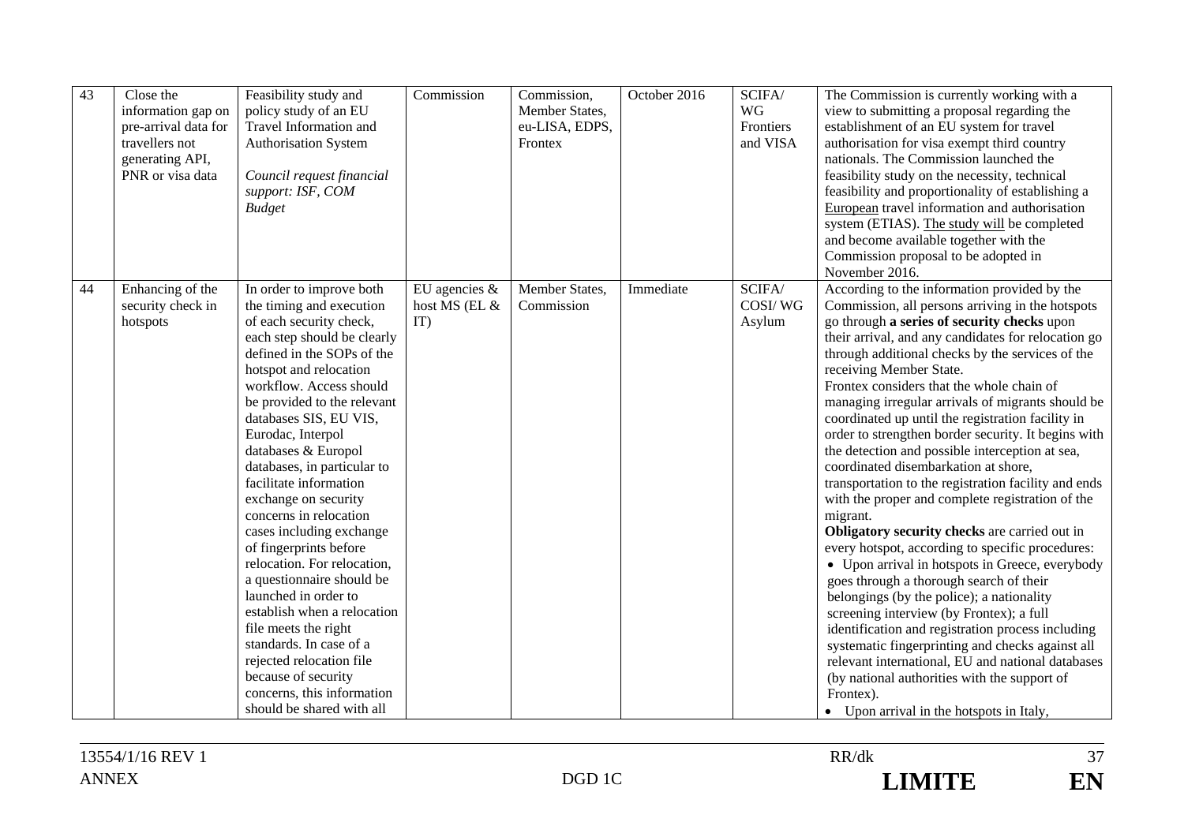| 43 | Close the information gap on pre-arrival data for travellers not generating API, PNR or visa data | Feasibility study and policy study of an EU Travel Information and Authorisation System<br><br>*Council request financial support: ISF, COM Budget* | Commission | Commission, Member States, eu-LISA, EDPS, Frontex | October 2016 | SCIFA/ WG Frontiers and VISA | The Commission is currently working with a view to submitting a proposal regarding the establishment of an EU system for travel authorisation for visa exempt third country nationals. The Commission launched the feasibility study on the necessity, technical feasibility and proportionality of establishing a European travel information and authorisation system (ETIAS). The study will be completed and become available together with the Commission proposal to be adopted in November 2016. |
|---|---|---|---|---|---|---|---|
| 44 | Enhancing of the security check in hotspots | In order to improve both the timing and execution of each security check, each step should be clearly defined in the SOPs of the hotspot and relocation workflow. Access should be provided to the relevant databases SIS, EU VIS, Eurodac, Interpol databases & Europol databases, in particular to facilitate information exchange on security concerns in relocation cases including exchange of fingerprints before relocation. For relocation, a questionnaire should be launched in order to establish when a relocation file meets the right standards. In case of a rejected relocation file because of security concerns, this information should be shared with all | EU agencies & host MS (EL & IT) | Member States, Commission | Immediate | SCIFA/ COSI/ WG Asylum | According to the information provided by the Commission, all persons arriving in the hotspots go through **a series of security checks** upon their arrival, and any candidates for relocation go through additional checks by the services of the receiving Member State.<br>Frontex considers that the whole chain of managing irregular arrivals of migrants should be coordinated up until the registration facility in order to strengthen border security. It begins with the detection and possible interception at sea, coordinated disembarkation at shore, transportation to the registration facility and ends with the proper and complete registration of the migrant.<br>**Obligatory security checks** are carried out in every hotspot, according to specific procedures:<br>• Upon arrival in hotspots in Greece, everybody goes through a thorough search of their belongings (by the police); a nationality screening interview (by Frontex); a full identification and registration process including systematic fingerprinting and checks against all relevant international, EU and national databases (by national authorities with the support of Frontex).<br>• Upon arrival in the hotspots in Italy, |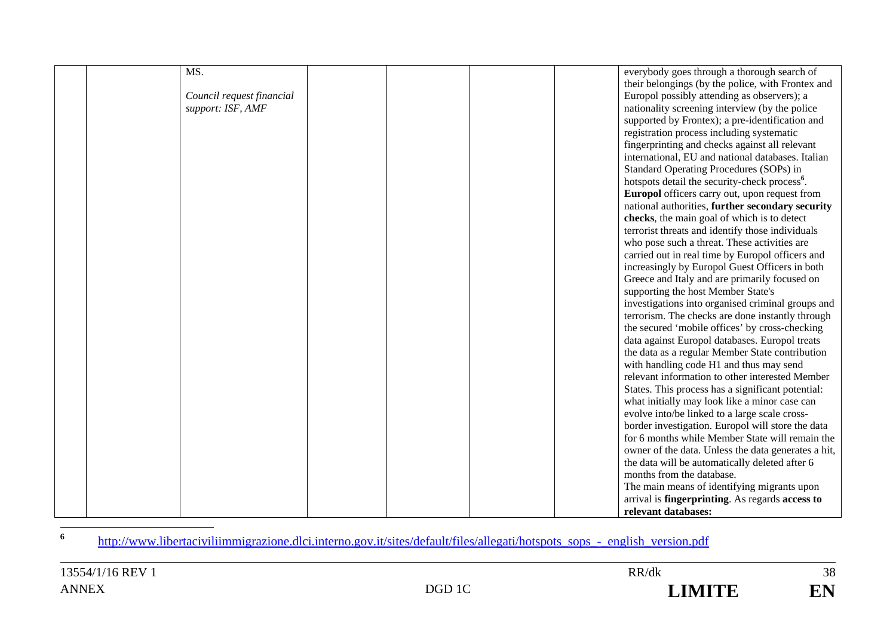| | | | | | | | |
|---|---|---|---|---|---|---|---|
| | | MS.<br><br>*Council request financial support: ISF, AMF* | | | | | everybody goes through a thorough search of their belongings (by the police, with Frontex and Europol possibly attending as observers); a nationality screening interview (by the police supported by Frontex); a pre-identification and registration process including systematic fingerprinting and checks against all relevant international, EU and national databases. Italian Standard Operating Procedures (SOPs) in hotspots detail the security-check process[6].<br>**Europol** officers carry out, upon request from national authorities, **further secondary security checks**, the main goal of which is to detect terrorist threats and identify those individuals who pose such a threat. These activities are carried out in real time by Europol officers and increasingly by Europol Guest Officers in both Greece and Italy and are primarily focused on supporting the host Member State's investigations into organised criminal groups and terrorism. The checks are done instantly through the secured 'mobile offices' by cross-checking data against Europol databases. Europol treats the data as a regular Member State contribution with handling code H1 and thus may send relevant information to other interested Member States. This process has a significant potential: what initially may look like a minor case can evolve into/be linked to a large scale cross-border investigation. Europol will store the data for 6 months while Member State will remain the owner of the data. Unless the data generates a hit, the data will be automatically deleted after 6 months from the database.<br>The main means of identifying migrants upon arrival is **fingerprinting**. As regards **access to relevant databases:** |

[6] http://www.libertaciviliimmigrazione.dlci.interno.gov.it/sites/default/files/allegati/hotspots_sops_-_english_version.pdf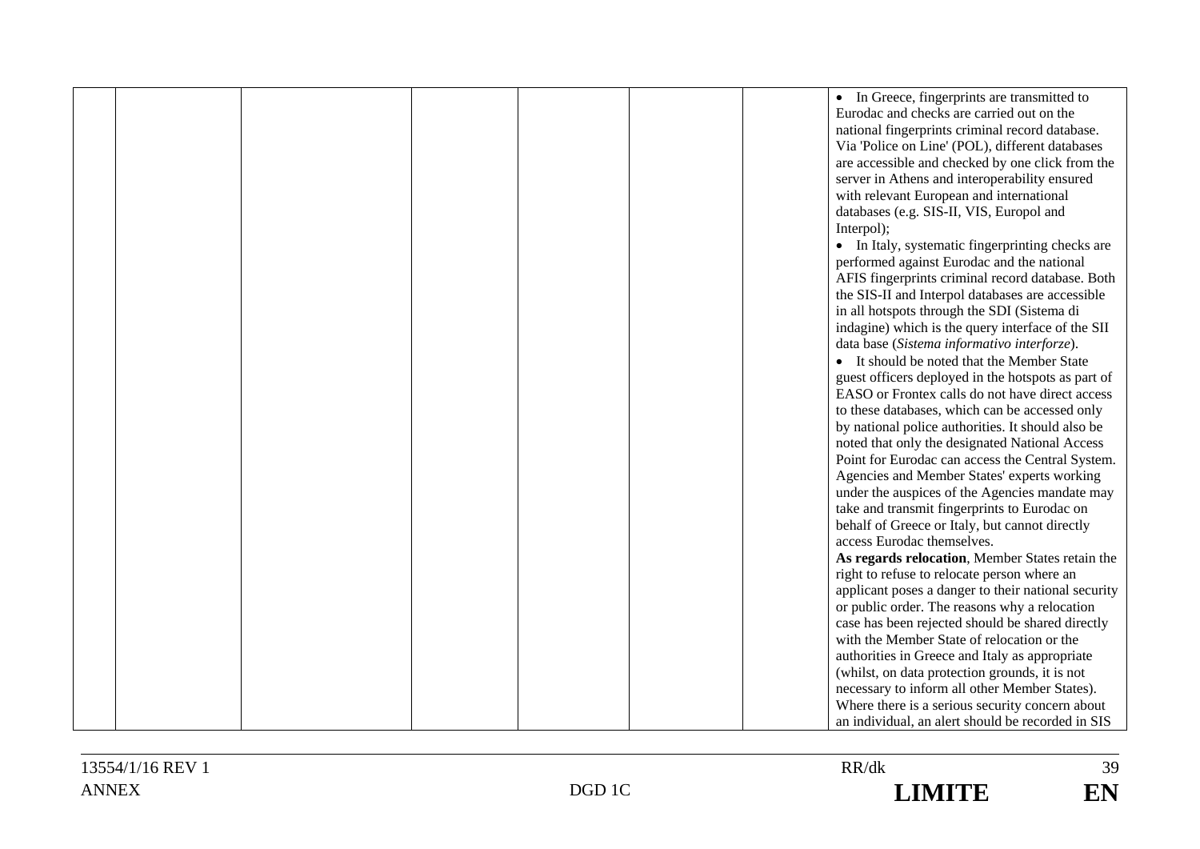| | | | | | | | |
|---|---|---|---|---|---|---|---|
| | | | | | | | • In Greece, fingerprints are transmitted to Eurodac and checks are carried out on the national fingerprints criminal record database. Via 'Police on Line' (POL), different databases are accessible and checked by one click from the server in Athens and interoperability ensured with relevant European and international databases (e.g. SIS-II, VIS, Europol and Interpol);<br>• In Italy, systematic fingerprinting checks are performed against Eurodac and the national AFIS fingerprints criminal record database. Both the SIS-II and Interpol databases are accessible in all hotspots through the SDI (Sistema di indagine) which is the query interface of the SII data base (*Sistema informativo interforze*).<br>• It should be noted that the Member State guest officers deployed in the hotspots as part of EASO or Frontex calls do not have direct access to these databases, which can be accessed only by national police authorities. It should also be noted that only the designated National Access Point for Eurodac can access the Central System. Agencies and Member States' experts working under the auspices of the Agencies mandate may take and transmit fingerprints to Eurodac on behalf of Greece or Italy, but cannot directly access Eurodac themselves.<br>**As regards relocation**, Member States retain the right to refuse to relocate person where an applicant poses a danger to their national security or public order. The reasons why a relocation case has been rejected should be shared directly with the Member State of relocation or the authorities in Greece and Italy as appropriate (whilst, on data protection grounds, it is not necessary to inform all other Member States). Where there is a serious security concern about an individual, an alert should be recorded in SIS |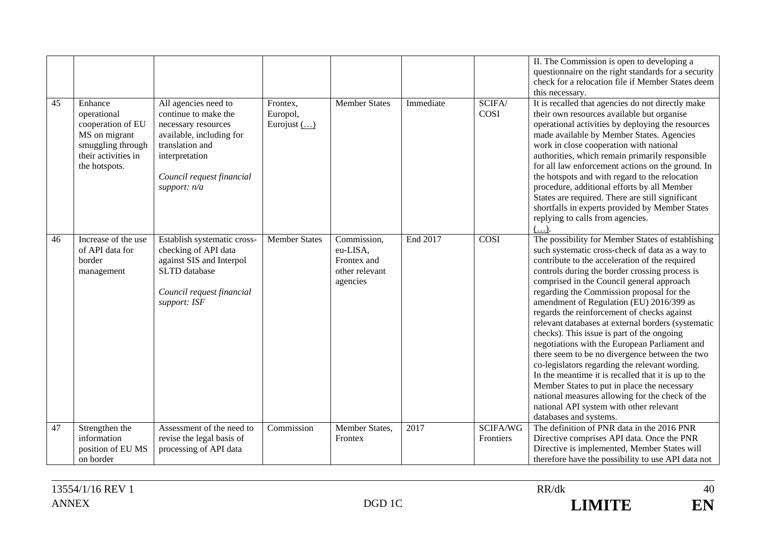|  |  |  |  |  |  |  |  |
|---|---|---|---|---|---|---|---|
|  |  |  |  |  |  |  | II. The Commission is open to developing a questionnaire on the right standards for a security check for a relocation file if Member States deem this necessary. |
| 45 | Enhance operational cooperation of EU MS on migrant smuggling through their activities in the hotspots. | All agencies need to continue to make the necessary resources available, including for translation and interpretation<br><br>*Council request financial support: n/a* | Frontex, Europol, Eurojust (…) | Member States | Immediate | SCIFA/ COSI | It is recalled that agencies do not directly make their own resources available but organise operational activities by deploying the resources made available by Member States. Agencies work in close cooperation with national authorities, which remain primarily responsible for all law enforcement actions on the ground. In the hotspots and with regard to the relocation procedure, additional efforts by all Member States are required. There are still significant shortfalls in experts provided by Member States replying to calls from agencies.<br>(…). |
| 46 | Increase of the use of API data for border management | Establish systematic cross-checking of API data against SIS and Interpol SLTD database<br><br>*Council request financial support: ISF* | Member States | Commission, eu-LISA, Frontex and other relevant agencies | End 2017 | COSI | The possibility for Member States of establishing such systematic cross-check of data as a way to contribute to the acceleration of the required controls during the border crossing process is comprised in the Council general approach regarding the Commission proposal for the amendment of Regulation (EU) 2016/399 as regards the reinforcement of checks against relevant databases at external borders (systematic checks). This issue is part of the ongoing negotiations with the European Parliament and there seem to be no divergence between the two co-legislators regarding the relevant wording. In the meantime it is recalled that it is up to the Member States to put in place the necessary national measures allowing for the check of the national API system with other relevant databases and systems. |
| 47 | Strengthen the information position of EU MS on border | Assessment of the need to revise the legal basis of processing of API data | Commission | Member States, Frontex | 2017 | SCIFA/WG Frontiers | The definition of PNR data in the 2016 PNR Directive comprises API data. Once the PNR Directive is implemented, Member States will therefore have the possibility to use API data not |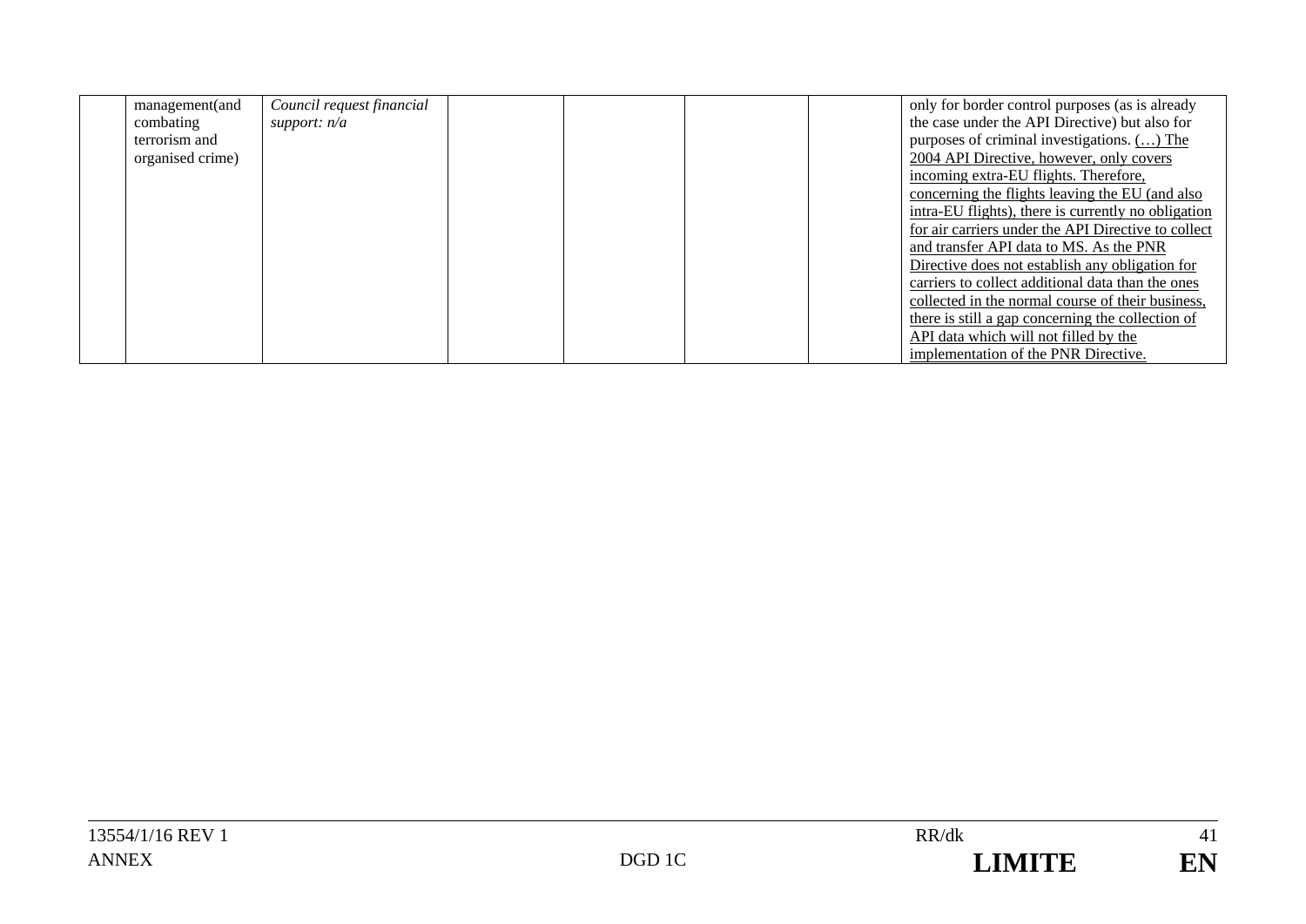|  | management(and combating terrorism and organised crime) | *Council request financial support: n/a* |  |  |  |  | only for border control purposes (as is already the case under the API Directive) but also for purposes of criminal investigations. <u>(…) The 2004 API Directive, however, only covers incoming extra-EU flights. Therefore, concerning the flights leaving the EU (and also intra-EU flights), there is currently no obligation for air carriers under the API Directive to collect and transfer API data to MS. As the PNR Directive does not establish any obligation for carriers to collect additional data than the ones collected in the normal course of their business, there is still a gap concerning the collection of API data which will not filled by the implementation of the PNR Directive.</u> |
|---|---|---|---|---|---|---|---|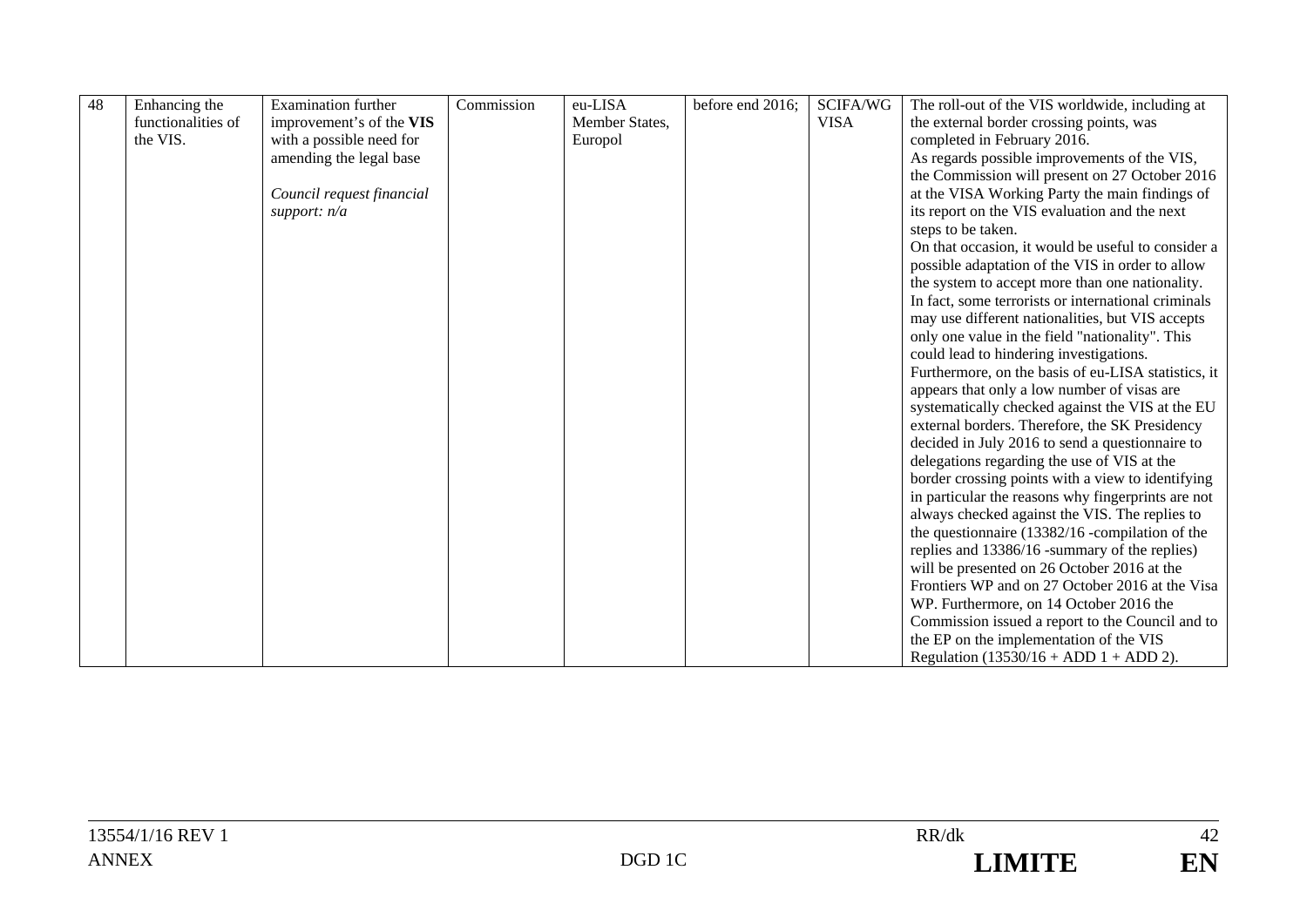| 48 | Enhancing the functionalities of the VIS. | Examination further improvement's of the **VIS** with a possible need for amending the legal base<br><br>*Council request financial support: n/a* | Commission | eu-LISA Member States, Europol | before end 2016; | SCIFA/WG VISA | The roll-out of the VIS worldwide, including at the external border crossing points, was completed in February 2016.<br>As regards possible improvements of the VIS, the Commission will present on 27 October 2016 at the VISA Working Party the main findings of its report on the VIS evaluation and the next steps to be taken.<br>On that occasion, it would be useful to consider a possible adaptation of the VIS in order to allow the system to accept more than one nationality. In fact, some terrorists or international criminals may use different nationalities, but VIS accepts only one value in the field "nationality". This could lead to hindering investigations.<br>Furthermore, on the basis of eu-LISA statistics, it appears that only a low number of visas are systematically checked against the VIS at the EU external borders. Therefore, the SK Presidency decided in July 2016 to send a questionnaire to delegations regarding the use of VIS at the border crossing points with a view to identifying in particular the reasons why fingerprints are not always checked against the VIS. The replies to the questionnaire (13382/16 -compilation of the replies and 13386/16 -summary of the replies) will be presented on 26 October 2016 at the Frontiers WP and on 27 October 2016 at the Visa WP. Furthermore, on 14 October 2016 the Commission issued a report to the Council and to the EP on the implementation of the VIS Regulation (13530/16 + ADD 1 + ADD 2). |
|---|---|---|---|---|---|---|---|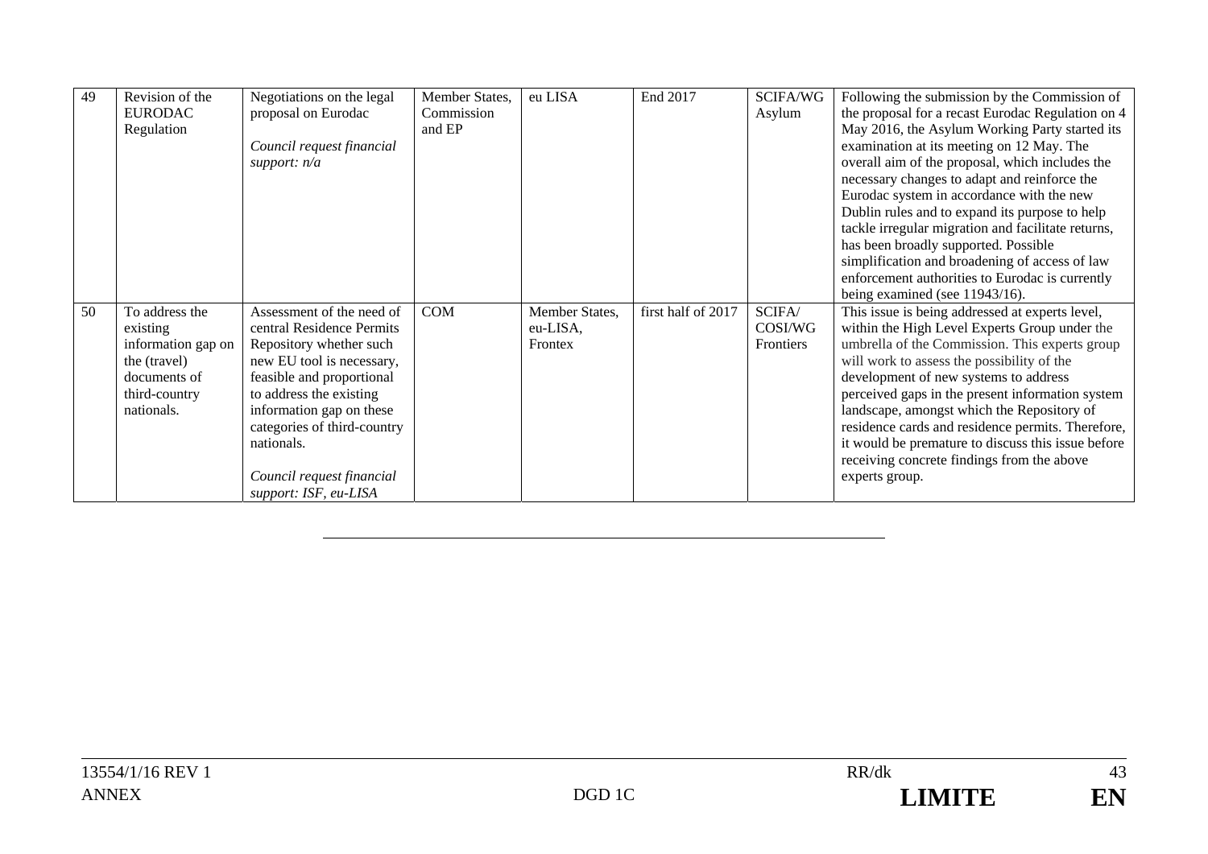| | | | | | | | |
|---|---|---|---|---|---|---|---|
| 49 | Revision of the EURODAC Regulation | Negotiations on the legal proposal on Eurodac<br><br>*Council request financial support: n/a* | Member States, Commission and EP | eu LISA | End 2017 | SCIFA/WG Asylum | Following the submission by the Commission of the proposal for a recast Eurodac Regulation on 4 May 2016, the Asylum Working Party started its examination at its meeting on 12 May. The overall aim of the proposal, which includes the necessary changes to adapt and reinforce the Eurodac system in accordance with the new Dublin rules and to expand its purpose to help tackle irregular migration and facilitate returns, has been broadly supported. Possible simplification and broadening of access of law enforcement authorities to Eurodac is currently being examined (see 11943/16). |
| 50 | To address the existing information gap on the (travel) documents of third-country nationals. | Assessment of the need of central Residence Permits Repository whether such new EU tool is necessary, feasible and proportional to address the existing information gap on these categories of third-country nationals.<br><br>*Council request financial support: ISF, eu-LISA* | COM | Member States, eu-LISA, Frontex | first half of 2017 | SCIFA/ COSI/WG Frontiers | This issue is being addressed at experts level, within the High Level Experts Group under the umbrella of the Commission. This experts group will work to assess the possibility of the development of new systems to address perceived gaps in the present information system landscape, amongst which the Repository of residence cards and residence permits. Therefore, it would be premature to discuss this issue before receiving concrete findings from the above experts group. |